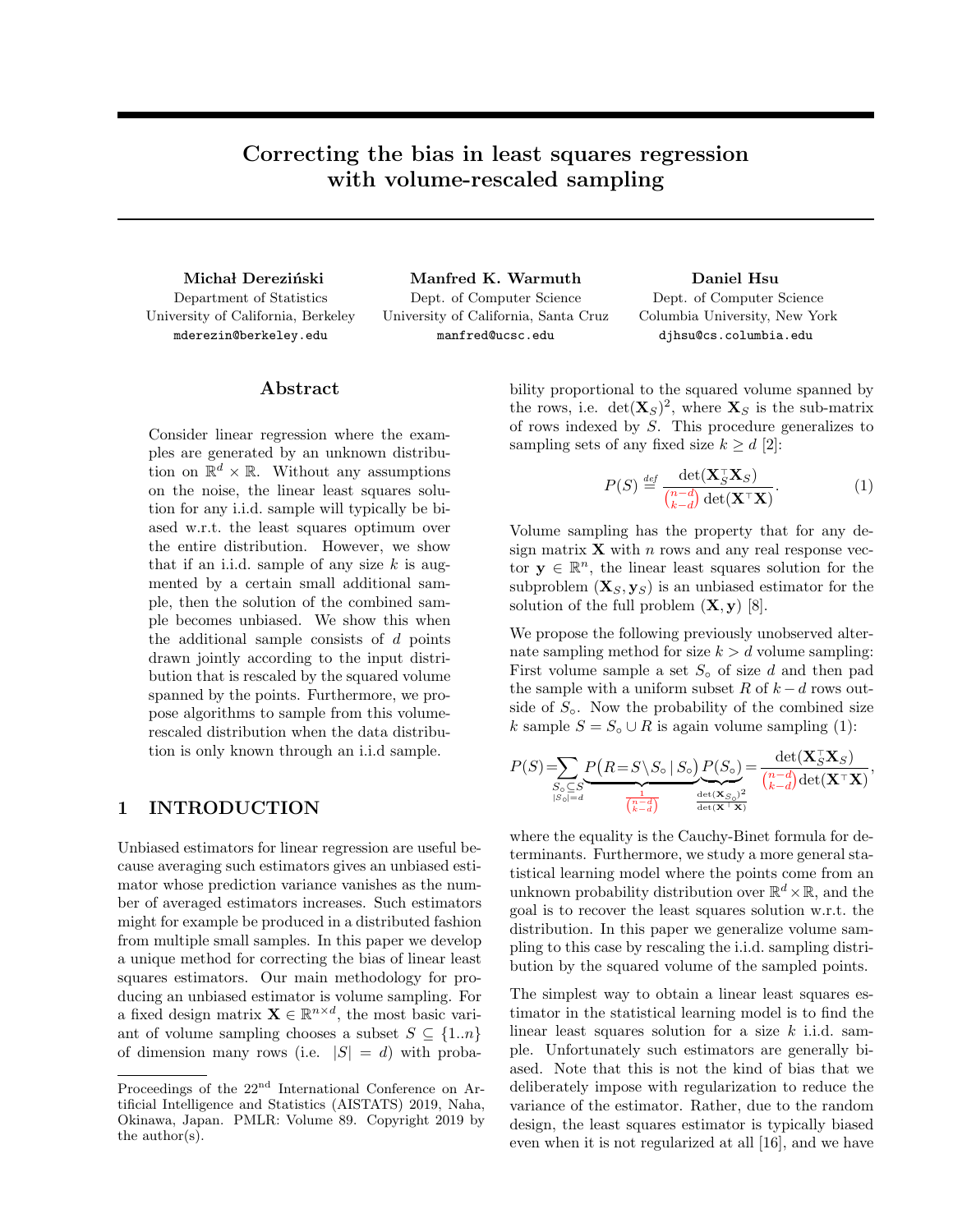# Correcting the bias in least squares regression with volume-rescaled sampling

**Michał Dereziński**
Department of Statistics
University of California, Berkeley
mderezin@berkeley.edu

**Manfred K. Warmuth**
Dept. of Computer Science
University of California, Santa Cruz
manfred@ucsc.edu

**Daniel Hsu**
Dept. of Computer Science
Columbia University, New York
djhsu@cs.columbia.edu

## Abstract

Consider linear regression where the examples are generated by an unknown distribution on $\mathbb{R}^d \times \mathbb{R}$. Without any assumptions on the noise, the linear least squares solution for any i.i.d. sample will typically be biased w.r.t. the least squares optimum over the entire distribution. However, we show that if an i.i.d. sample of any size $k$ is augmented by a certain small additional sample, then the solution of the combined sample becomes unbiased. We show this when the additional sample consists of $d$ points drawn jointly according to the input distribution that is rescaled by the squared volume spanned by the points. Furthermore, we propose algorithms to sample from this volume-rescaled distribution when the data distribution is only known through an i.i.d sample.

## 1 INTRODUCTION

Unbiased estimators for linear regression are useful because averaging such estimators gives an unbiased estimator whose prediction variance vanishes as the number of averaged estimators increases. Such estimators might for example be produced in a distributed fashion from multiple small samples. In this paper we develop a unique method for correcting the bias of linear least squares estimators. Our main methodology for producing an unbiased estimator is volume sampling. For a fixed design matrix $\mathbf{X} \in \mathbb{R}^{n \times d}$, the most basic variant of volume sampling chooses a subset $S \subseteq \{1..n\}$ of dimension many rows (i.e. $|S| = d$) with probability proportional to the squared volume spanned by the rows, i.e. $\det(\mathbf{X}_S)^2$, where $\mathbf{X}_S$ is the sub-matrix of rows indexed by $S$. This procedure generalizes to sampling sets of any fixed size $k \geq d$ [2]:

$$P(S) \overset{def}{=} \frac{\det(\mathbf{X}_S^\top \mathbf{X}_S)}{\binom{n-d}{k-d} \det(\mathbf{X}^\top \mathbf{X})}. \tag{1}$$

Volume sampling has the property that for any design matrix $\mathbf{X}$ with $n$ rows and any real response vector $\mathbf{y} \in \mathbb{R}^n$, the linear least squares solution for the subproblem $(\mathbf{X}_S, \mathbf{y}_S)$ is an unbiased estimator for the solution of the full problem $(\mathbf{X}, \mathbf{y})$ [8].

We propose the following previously unobserved alternate sampling method for size $k > d$ volume sampling: First volume sample a set $S_\circ$ of size $d$ and then pad the sample with a uniform subset $R$ of $k - d$ rows outside of $S_\circ$. Now the probability of the combined size $k$ sample $S = S_\circ \cup R$ is again volume sampling (1):

$$P(S) = \sum_{\substack{S_\circ \subseteq S \\ |S_\circ| = d}} \underbrace{P\big(R = S \setminus S_\circ \mid S_\circ\big)}_{\frac{1}{\binom{n-d}{k-d}}} \underbrace{P(S_\circ)}_{\frac{\det(\mathbf{X}_{S_\circ})^2}{\det(\mathbf{X}^\top \mathbf{X})}} = \frac{\det(\mathbf{X}_S^\top \mathbf{X}_S)}{\binom{n-d}{k-d} \det(\mathbf{X}^\top \mathbf{X})},$$

where the equality is the Cauchy-Binet formula for determinants. Furthermore, we study a more general statistical learning model where the points come from an unknown probability distribution over $\mathbb{R}^d \times \mathbb{R}$, and the goal is to recover the least squares solution w.r.t. the distribution. In this paper we generalize volume sampling to this case by rescaling the i.i.d. sampling distribution by the squared volume of the sampled points.

The simplest way to obtain a linear least squares estimator in the statistical learning model is to find the linear least squares solution for a size $k$ i.i.d. sample. Unfortunately such estimators are generally biased. Note that this is not the kind of bias that we deliberately impose with regularization to reduce the variance of the estimator. Rather, due to the random design, the least squares estimator is typically biased even when it is not regularized at all [16], and we have

Proceedings of the 22[nd] International Conference on Artificial Intelligence and Statistics (AISTATS) 2019, Naha, Okinawa, Japan. PMLR: Volume 89. Copyright 2019 by the author(s).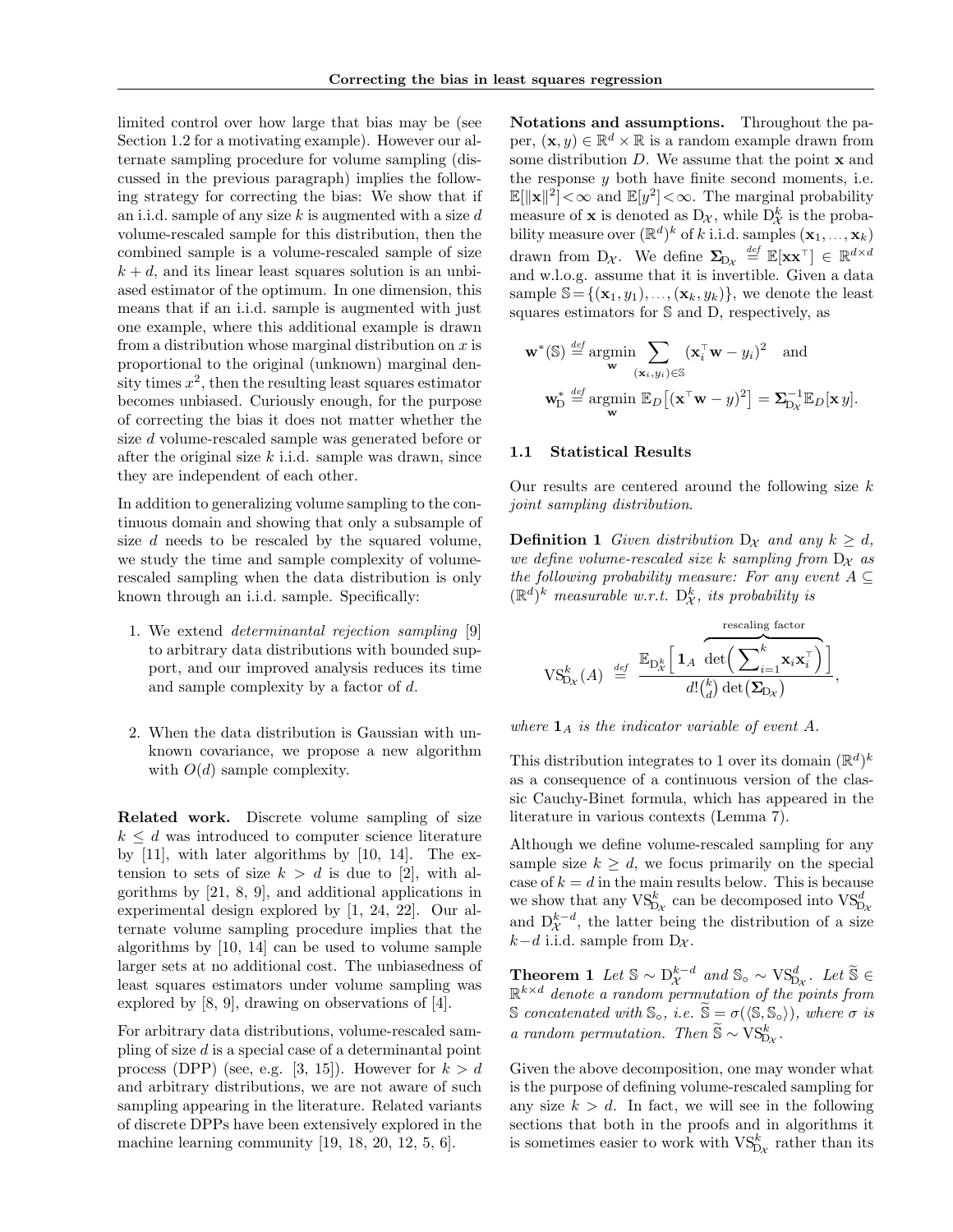limited control over how large that bias may be (see Section 1.2 for a motivating example). However our alternate sampling procedure for volume sampling (discussed in the previous paragraph) implies the following strategy for correcting the bias: We show that if an i.i.d. sample of any size $k$ is augmented with a size $d$ volume-rescaled sample for this distribution, then the combined sample is a volume-rescaled sample of size $k+d$, and its linear least squares solution is an unbiased estimator of the optimum. In one dimension, this means that if an i.i.d. sample is augmented with just one example, where this additional example is drawn from a distribution whose marginal distribution on $x$ is proportional to the original (unknown) marginal density times $x^2$, then the resulting least squares estimator becomes unbiased. Curiously enough, for the purpose of correcting the bias it does not matter whether the size $d$ volume-rescaled sample was generated before or after the original size $k$ i.i.d. sample was drawn, since they are independent of each other.

In addition to generalizing volume sampling to the continuous domain and showing that only a subsample of size $d$ needs to be rescaled by the squared volume, we study the time and sample complexity of volume-rescaled sampling when the data distribution is only known through an i.i.d. sample. Specifically:

1. We extend *determinantal rejection sampling* [9] to arbitrary data distributions with bounded support, and our improved analysis reduces its time and sample complexity by a factor of $d$.

2. When the data distribution is Gaussian with unknown covariance, we propose a new algorithm with $O(d)$ sample complexity.

**Related work.** Discrete volume sampling of size $k \le d$ was introduced to computer science literature by [11], with later algorithms by [10, 14]. The extension to sets of size $k > d$ is due to [2], with algorithms by [21, 8, 9], and additional applications in experimental design explored by [1, 24, 22]. Our alternate volume sampling procedure implies that the algorithms by [10, 14] can be used to volume sample larger sets at no additional cost. The unbiasedness of least squares estimators under volume sampling was explored by [8, 9], drawing on observations of [4].

For arbitrary data distributions, volume-rescaled sampling of size $d$ is a special case of a determinantal point process (DPP) (see, e.g. [3, 15]). However for $k > d$ and arbitrary distributions, we are not aware of such sampling appearing in the literature. Related variants of discrete DPPs have been extensively explored in the machine learning community [19, 18, 20, 12, 5, 6].

**Notations and assumptions.** Throughout the paper, $(\mathbf{x}, y) \in \mathbb{R}^d \times \mathbb{R}$ is a random example drawn from some distribution $D$. We assume that the point $\mathbf{x}$ and the response $y$ both have finite second moments, i.e. $\mathbb{E}[\|\mathbf{x}\|^2] < \infty$ and $\mathbb{E}[y^2] < \infty$. The marginal probability measure of $\mathbf{x}$ is denoted as $\mathrm{D}_{\mathcal{X}}$, while $\mathrm{D}_{\mathcal{X}}^k$ is the probability measure over $(\mathbb{R}^d)^k$ of $k$ i.i.d. samples $(\mathbf{x}_1, \ldots, \mathbf{x}_k)$ drawn from $\mathrm{D}_{\mathcal{X}}$. We define $\mathbf{\Sigma}_{\mathrm{D}_{\mathcal{X}}} \overset{def}{=} \mathbb{E}[\mathbf{x}\mathbf{x}^\top] \in \mathbb{R}^{d \times d}$ and w.l.o.g. assume that it is invertible. Given a data sample $\mathbb{S} = \{(\mathbf{x}_1, y_1), \ldots, (\mathbf{x}_k, y_k)\}$, we denote the least squares estimators for $\mathbb{S}$ and D, respectively, as

$$\mathbf{w}^*(\mathbb{S}) \overset{def}{=} \underset{\mathbf{w}}{\operatorname{argmin}} \sum_{(\mathbf{x}_i, y_i) \in \mathbb{S}} (\mathbf{x}_i^\top \mathbf{w} - y_i)^2 \quad \text{and}$$

$$\mathbf{w}_{\mathrm{D}}^* \overset{def}{=} \underset{\mathbf{w}}{\operatorname{argmin}}\ \mathbb{E}_D\big[(\mathbf{x}^\top \mathbf{w} - y)^2\big] = \mathbf{\Sigma}_{\mathrm{D}_{\mathcal{X}}}^{-1} \mathbb{E}_D[\mathbf{x}\, y].$$

### 1.1 Statistical Results

Our results are centered around the following size $k$ *joint sampling distribution*.

**Definition 1** *Given distribution $\mathrm{D}_{\mathcal{X}}$ and any $k \ge d$, we define volume-rescaled size $k$ sampling from $\mathrm{D}_{\mathcal{X}}$ as the following probability measure: For any event $A \subseteq (\mathbb{R}^d)^k$ measurable w.r.t. $\mathrm{D}_{\mathcal{X}}^k$, its probability is*

$$\mathrm{VS}_{\mathrm{D}_{\mathcal{X}}}^k(A) \overset{def}{=} \frac{\mathbb{E}_{\mathrm{D}_{\mathcal{X}}^k}\Big[\mathbf{1}_A \overbrace{\det\Big(\sum_{i=1}^k \mathbf{x}_i \mathbf{x}_i^\top\Big)}^{\text{rescaling factor}}\Big]}{d!\binom{k}{d} \det\big(\mathbf{\Sigma}_{\mathrm{D}_{\mathcal{X}}}\big)},$$

*where $\mathbf{1}_A$ is the indicator variable of event $A$.*

This distribution integrates to 1 over its domain $(\mathbb{R}^d)^k$ as a consequence of a continuous version of the classic Cauchy-Binet formula, which has appeared in the literature in various contexts (Lemma 7).

Although we define volume-rescaled sampling for any sample size $k \ge d$, we focus primarily on the special case of $k = d$ in the main results below. This is because we show that any $\mathrm{VS}_{\mathrm{D}_{\mathcal{X}}}^k$ can be decomposed into $\mathrm{VS}_{\mathrm{D}_{\mathcal{X}}}^d$ and $\mathrm{D}_{\mathcal{X}}^{k-d}$, the latter being the distribution of a size $k-d$ i.i.d. sample from $\mathrm{D}_{\mathcal{X}}$.

**Theorem 1** *Let $\mathbb{S} \sim \mathrm{D}_{\mathcal{X}}^{k-d}$ and $\mathbb{S}_\circ \sim \mathrm{VS}_{\mathrm{D}_{\mathcal{X}}}^d$. Let $\widetilde{\mathbb{S}} \in \mathbb{R}^{k \times d}$ denote a random permutation of the points from $\mathbb{S}$ concatenated with $\mathbb{S}_\circ$, i.e. $\widetilde{\mathbb{S}} = \sigma(\langle \mathbb{S}, \mathbb{S}_\circ \rangle)$, where $\sigma$ is a random permutation. Then $\widetilde{\mathbb{S}} \sim \mathrm{VS}_{\mathrm{D}_{\mathcal{X}}}^k$.*

Given the above decomposition, one may wonder what is the purpose of defining volume-rescaled sampling for any size $k > d$. In fact, we will see in the following sections that both in the proofs and in algorithms it is sometimes easier to work with $\mathrm{VS}_{\mathrm{D}_{\mathcal{X}}}^k$ rather than its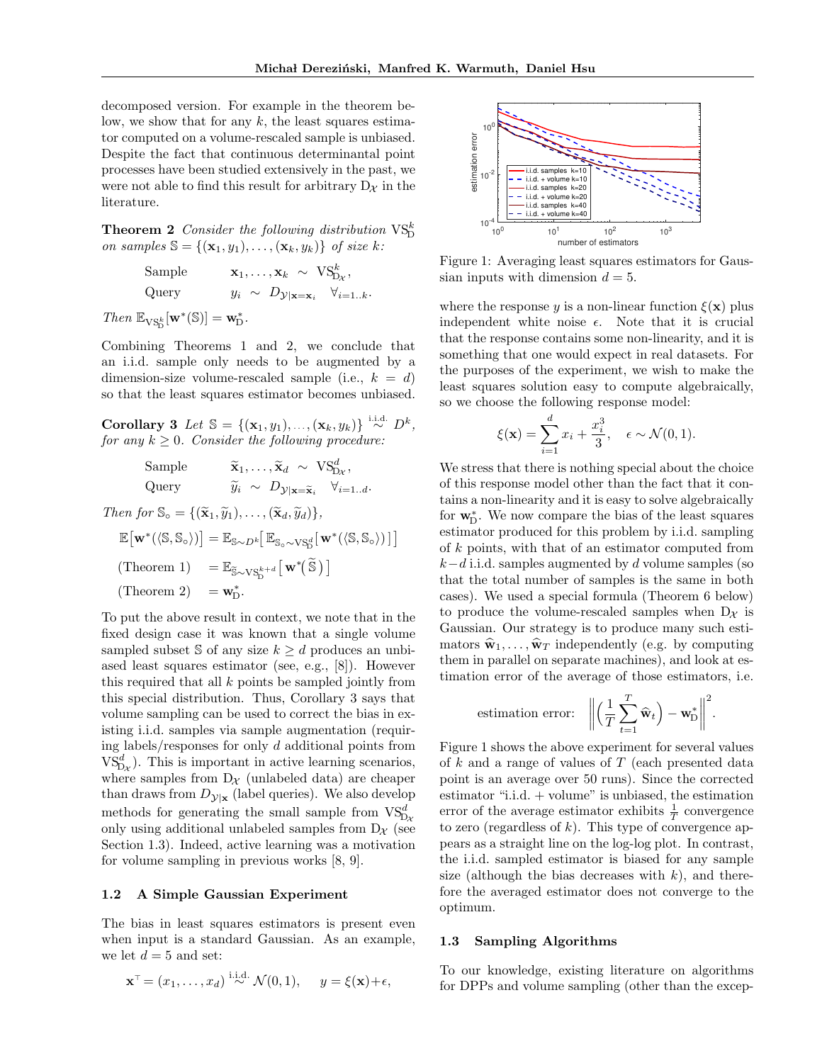decomposed version. For example in the theorem below, we show that for any $k$, the least squares estimator computed on a volume-rescaled sample is unbiased. Despite the fact that continuous determinantal point processes have been studied extensively in the past, we were not able to find this result for arbitrary $\mathrm{D}_\mathcal{X}$ in the literature.

**Theorem 2** *Consider the following distribution* $\mathrm{VS}^k_{\mathrm{D}}$ *on samples* $\mathbb{S} = \{(\mathbf{x}_1, y_1), \ldots, (\mathbf{x}_k, y_k)\}$ *of size* $k$*:*

$$\begin{aligned} &\text{Sample} \qquad \mathbf{x}_1, \ldots, \mathbf{x}_k \ \sim \ \mathrm{VS}^k_{\mathrm{D}_\mathcal{X}}, \\ &\text{Query} \qquad y_i \ \sim \ D_{\mathcal{Y}|\mathbf{x}=\mathbf{x}_i} \quad \forall_{i=1..k}. \end{aligned}$$

*Then* $\mathbb{E}_{\mathrm{VS}^k_{\mathrm{D}}}[\mathbf{w}^*(\mathbb{S})] = \mathbf{w}^*_{\mathrm{D}}$.

Combining Theorems 1 and 2, we conclude that an i.i.d. sample only needs to be augmented by a dimension-size volume-rescaled sample (i.e., $k = d$) so that the least squares estimator becomes unbiased.

**Corollary 3** *Let* $\mathbb{S} = \{(\mathbf{x}_1, y_1), \ldots, (\mathbf{x}_k, y_k)\} \overset{\text{i.i.d.}}{\sim} D^k$*, for any* $k \geq 0$*. Consider the following procedure:*

$$\begin{aligned} &\text{Sample} \qquad \widetilde{\mathbf{x}}_1, \ldots, \widetilde{\mathbf{x}}_d \ \sim \ \mathrm{VS}^d_{\mathrm{D}_\mathcal{X}}, \\ &\text{Query} \qquad \widetilde{y}_i \ \sim \ D_{\mathcal{Y}|\mathbf{x}=\widetilde{\mathbf{x}}_i} \quad \forall_{i=1..d}. \end{aligned}$$

*Then for* $\mathbb{S}_\circ = \{(\widetilde{\mathbf{x}}_1, \widetilde{y}_1), \ldots, (\widetilde{\mathbf{x}}_d, \widetilde{y}_d)\}$*,*

$$\begin{aligned} \mathbb{E}\big[\mathbf{w}^*(\langle \mathbb{S}, \mathbb{S}_\circ\rangle)\big] &= \mathbb{E}_{\mathbb{S}\sim D^k}\big[\,\mathbb{E}_{\mathbb{S}_\circ\sim \mathrm{VS}^d_{\mathrm{D}}}\big[\,\mathbf{w}^*(\langle \mathbb{S}, \mathbb{S}_\circ\rangle)\,\big]\,\big] \\ \text{(Theorem 1)} \quad &= \mathbb{E}_{\widetilde{\mathbb{S}}\sim \mathrm{VS}^{k+d}_{\mathrm{D}}}\big[\,\mathbf{w}^*\big(\widetilde{\mathbb{S}}\,\big)\,\big] \\ \text{(Theorem 2)} \quad &= \mathbf{w}^*_{\mathrm{D}}. \end{aligned}$$

To put the above result in context, we note that in the fixed design case it was known that a single volume sampled subset $\mathbb{S}$ of any size $k \geq d$ produces an unbiased least squares estimator (see, e.g., [8]). However this required that all $k$ points be sampled jointly from this special distribution. Thus, Corollary 3 says that volume sampling can be used to correct the bias in existing i.i.d. samples via sample augmentation (requiring labels/responses for only $d$ additional points from $\mathrm{VS}^d_{\mathrm{D}_\mathcal{X}}$). This is important in active learning scenarios, where samples from $\mathrm{D}_\mathcal{X}$ (unlabeled data) are cheaper than draws from $D_{\mathcal{Y}|\mathbf{x}}$ (label queries). We also develop methods for generating the small sample from $\mathrm{VS}^d_{\mathrm{D}_\mathcal{X}}$ only using additional unlabeled samples from $\mathrm{D}_\mathcal{X}$ (see Section 1.3). Indeed, active learning was a motivation for volume sampling in previous works [8, 9].

### 1.2 A Simple Gaussian Experiment

The bias in least squares estimators is present even when input is a standard Gaussian. As an example, we let $d = 5$ and set:

$$\mathbf{x}^\top = (x_1, \ldots, x_d) \overset{\text{i.i.d.}}{\sim} \mathcal{N}(0,1), \qquad y = \xi(\mathbf{x}) + \epsilon,$$

Figure 1: Averaging least squares estimators for Gaussian inputs with dimension $d = 5$.

where the response $y$ is a non-linear function $\xi(\mathbf{x})$ plus independent white noise $\epsilon$. Note that it is crucial that the response contains some non-linearity, and it is something that one would expect in real datasets. For the purposes of the experiment, we wish to make the least squares solution easy to compute algebraically, so we choose the following response model:

$$\xi(\mathbf{x}) = \sum_{i=1}^{d} x_i + \frac{x_i^3}{3}, \quad \epsilon \sim \mathcal{N}(0,1).$$

We stress that there is nothing special about the choice of this response model other than the fact that it contains a non-linearity and it is easy to solve algebraically for $\mathbf{w}^*_{\mathrm{D}}$. We now compare the bias of the least squares estimator produced for this problem by i.i.d. sampling of $k$ points, with that of an estimator computed from $k-d$ i.i.d. samples augmented by $d$ volume samples (so that the total number of samples is the same in both cases). We used a special formula (Theorem 6 below) to produce the volume-rescaled samples when $\mathrm{D}_\mathcal{X}$ is Gaussian. Our strategy is to produce many such estimators $\widehat{\mathbf{w}}_1, \ldots, \widehat{\mathbf{w}}_T$ independently (e.g. by computing them in parallel on separate machines), and look at estimation error of the average of those estimators, i.e.

$$\text{estimation error:} \quad \bigg\|\Big(\frac{1}{T}\sum_{t=1}^{T} \widehat{\mathbf{w}}_t\Big) - \mathbf{w}^*_{\mathrm{D}}\bigg\|^2.$$

Figure 1 shows the above experiment for several values of $k$ and a range of values of $T$ (each presented data point is an average over 50 runs). Since the corrected estimator "i.i.d. + volume" is unbiased, the estimation error of the average estimator exhibits $\frac{1}{T}$ convergence to zero (regardless of $k$). This type of convergence appears as a straight line on the log-log plot. In contrast, the i.i.d. sampled estimator is biased for any sample size (although the bias decreases with $k$), and therefore the averaged estimator does not converge to the optimum.

### 1.3 Sampling Algorithms

To our knowledge, existing literature on algorithms for DPPs and volume sampling (other than the excep-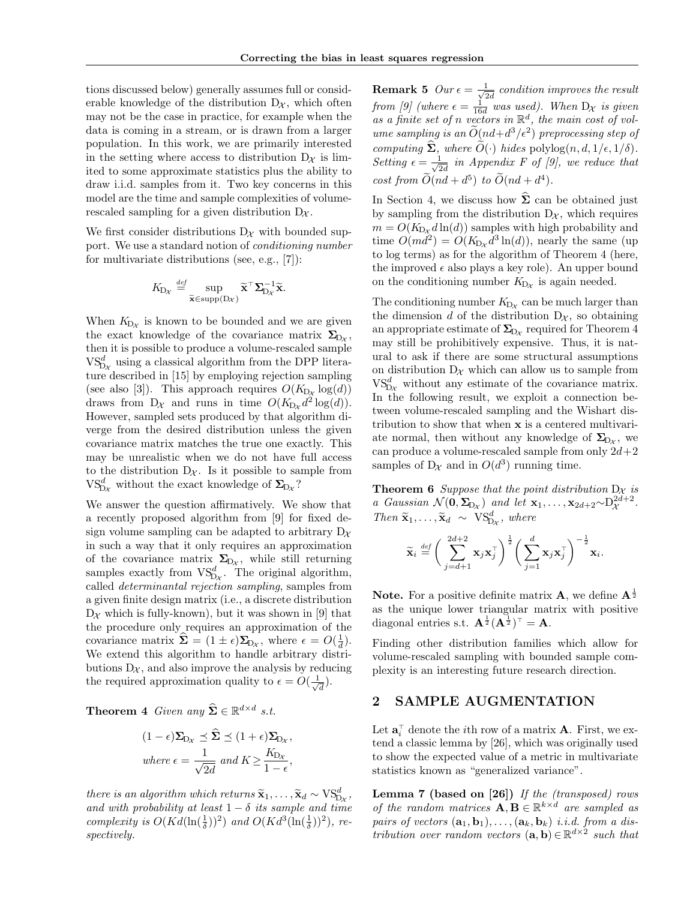tions discussed below) generally assumes full or considerable knowledge of the distribution $D_{\mathcal{X}}$, which often may not be the case in practice, for example when the data is coming in a stream, or is drawn from a larger population. In this work, we are primarily interested in the setting where access to distribution $D_{\mathcal{X}}$ is limited to some approximate statistics plus the ability to draw i.i.d. samples from it. Two key concerns in this model are the time and sample complexities of volume-rescaled sampling for a given distribution $D_{\mathcal{X}}$.

We first consider distributions $D_{\mathcal{X}}$ with bounded support. We use a standard notion of *conditioning number* for multivariate distributions (see, e.g., [7]):

$$K_{D_{\mathcal{X}}} \stackrel{def}{=} \sup_{\widetilde{\mathbf{x}} \in \mathrm{supp}(D_{\mathcal{X}})} \widetilde{\mathbf{x}}^\top \mathbf{\Sigma}_{D_{\mathcal{X}}}^{-1} \widetilde{\mathbf{x}}.$$

When $K_{D_{\mathcal{X}}}$ is known to be bounded and we are given the exact knowledge of the covariance matrix $\mathbf{\Sigma}_{D_{\mathcal{X}}}$, then it is possible to produce a volume-rescaled sample $\mathrm{VS}^d_{D_{\mathcal{X}}}$ using a classical algorithm from the DPP literature described in [15] by employing rejection sampling (see also [3]). This approach requires $O(K_{D_{\mathcal{X}}} \log(d))$ draws from $D_{\mathcal{X}}$ and runs in time $O(K_{D_{\mathcal{X}}} d^2 \log(d))$. However, sampled sets produced by that algorithm diverge from the desired distribution unless the given covariance matrix matches the true one exactly. This may be unrealistic when we do not have full access to the distribution $D_{\mathcal{X}}$. Is it possible to sample from $\mathrm{VS}^d_{D_{\mathcal{X}}}$ without the exact knowledge of $\mathbf{\Sigma}_{D_{\mathcal{X}}}$?

We answer the question affirmatively. We show that a recently proposed algorithm from [9] for fixed design volume sampling can be adapted to arbitrary $D_{\mathcal{X}}$ in such a way that it only requires an approximation of the covariance matrix $\mathbf{\Sigma}_{D_{\mathcal{X}}}$, while still returning samples exactly from $\mathrm{VS}^d_{D_{\mathcal{X}}}$. The original algorithm, called *determinantal rejection sampling*, samples from a given finite design matrix (i.e., a discrete distribution $D_{\mathcal{X}}$ which is fully-known), but it was shown in [9] that the procedure only requires an approximation of the covariance matrix $\widehat{\mathbf{\Sigma}} = (1 \pm \epsilon)\mathbf{\Sigma}_{D_{\mathcal{X}}}$, where $\epsilon = O(\frac{1}{d})$. We extend this algorithm to handle arbitrary distributions $D_{\mathcal{X}}$, and also improve the analysis by reducing the required approximation quality to $\epsilon = O(\frac{1}{\sqrt{d}})$.

**Theorem 4** *Given any $\widehat{\mathbf{\Sigma}} \in \mathbb{R}^{d \times d}$ s.t.*

$$(1-\epsilon)\mathbf{\Sigma}_{D_{\mathcal{X}}} \preceq \widehat{\mathbf{\Sigma}} \preceq (1+\epsilon)\mathbf{\Sigma}_{D_{\mathcal{X}}},$$
$$\text{where } \epsilon = \frac{1}{\sqrt{2d}} \text{ and } K \geq \frac{K_{D_{\mathcal{X}}}}{1-\epsilon},$$

*there is an algorithm which returns $\widetilde{\mathbf{x}}_1, \ldots, \widetilde{\mathbf{x}}_d \sim \mathrm{VS}^d_{D_{\mathcal{X}}}$, and with probability at least $1-\delta$ its sample and time complexity is $O(Kd(\ln(\frac{1}{\delta}))^2)$ and $O(Kd^3(\ln(\frac{1}{\delta}))^2)$, respectively.*

**Remark 5** *Our $\epsilon = \frac{1}{\sqrt{2d}}$ condition improves the result from [9] (where $\epsilon = \frac{1}{16d}$ was used). When $D_{\mathcal{X}}$ is given as a finite set of $n$ vectors in $\mathbb{R}^d$, the main cost of volume sampling is an $\widetilde{O}(nd + d^3/\epsilon^2)$ preprocessing step of computing $\widehat{\mathbf{\Sigma}}$, where $\widetilde{O}(\cdot)$ hides $\mathrm{polylog}(n, d, 1/\epsilon, 1/\delta)$. Setting $\epsilon = \frac{1}{\sqrt{2d}}$ in Appendix F of [9], we reduce that cost from $\widetilde{O}(nd + d^5)$ to $\widetilde{O}(nd + d^4)$.*

In Section 4, we discuss how $\widehat{\mathbf{\Sigma}}$ can be obtained just by sampling from the distribution $D_{\mathcal{X}}$, which requires $m = O(K_{D_{\mathcal{X}}} d \ln(d))$ samples with high probability and time $O(md^2) = O(K_{D_{\mathcal{X}}} d^3 \ln(d))$, nearly the same (up to log terms) as for the algorithm of Theorem 4 (here, the improved $\epsilon$ also plays a key role). An upper bound on the conditioning number $K_{D_{\mathcal{X}}}$ is again needed.

The conditioning number $K_{D_{\mathcal{X}}}$ can be much larger than the dimension $d$ of the distribution $D_{\mathcal{X}}$, so obtaining an appropriate estimate of $\mathbf{\Sigma}_{D_{\mathcal{X}}}$ required for Theorem 4 may still be prohibitively expensive. Thus, it is natural to ask if there are some structural assumptions on distribution $D_{\mathcal{X}}$ which can allow us to sample from $\mathrm{VS}^d_{D_{\mathcal{X}}}$ without any estimate of the covariance matrix. In the following result, we exploit a connection between volume-rescaled sampling and the Wishart distribution to show that when $\mathbf{x}$ is a centered multivariate normal, then without any knowledge of $\mathbf{\Sigma}_{D_{\mathcal{X}}}$, we can produce a volume-rescaled sample from only $2d+2$ samples of $D_{\mathcal{X}}$ and in $O(d^3)$ running time.

**Theorem 6** *Suppose that the point distribution $D_{\mathcal{X}}$ is a Gaussian $\mathcal{N}(\mathbf{0}, \mathbf{\Sigma}_{D_{\mathcal{X}}})$ and let $\mathbf{x}_1, \ldots, \mathbf{x}_{2d+2} \sim D_{\mathcal{X}}^{2d+2}$. Then $\widetilde{\mathbf{x}}_1, \ldots, \widetilde{\mathbf{x}}_d \sim \mathrm{VS}^d_{D_{\mathcal{X}}}$, where*

$$\widetilde{\mathbf{x}}_i \stackrel{def}{=} \bigg(\sum_{j=d+1}^{2d+2} \mathbf{x}_j \mathbf{x}_j^\top\bigg)^{\frac{1}{2}} \bigg(\sum_{j=1}^{d} \mathbf{x}_j \mathbf{x}_j^\top\bigg)^{-\frac{1}{2}} \mathbf{x}_i.$$

**Note.** For a positive definite matrix $\mathbf{A}$, we define $\mathbf{A}^{\frac{1}{2}}$ as the unique lower triangular matrix with positive diagonal entries s.t. $\mathbf{A}^{\frac{1}{2}}(\mathbf{A}^{\frac{1}{2}})^\top = \mathbf{A}$.

Finding other distribution families which allow for volume-rescaled sampling with bounded sample complexity is an interesting future research direction.

## 2 SAMPLE AUGMENTATION

Let $\mathbf{a}_i^\top$ denote the $i$th row of a matrix $\mathbf{A}$. First, we extend a classic lemma by [26], which was originally used to show the expected value of a metric in multivariate statistics known as "generalized variance".

**Lemma 7 (based on [26])** *If the (transposed) rows of the random matrices $\mathbf{A}, \mathbf{B} \in \mathbb{R}^{k \times d}$ are sampled as pairs of vectors $(\mathbf{a}_1, \mathbf{b}_1), \ldots, (\mathbf{a}_k, \mathbf{b}_k)$ i.i.d. from a distribution over random vectors $(\mathbf{a}, \mathbf{b}) \in \mathbb{R}^{d \times 2}$ such that*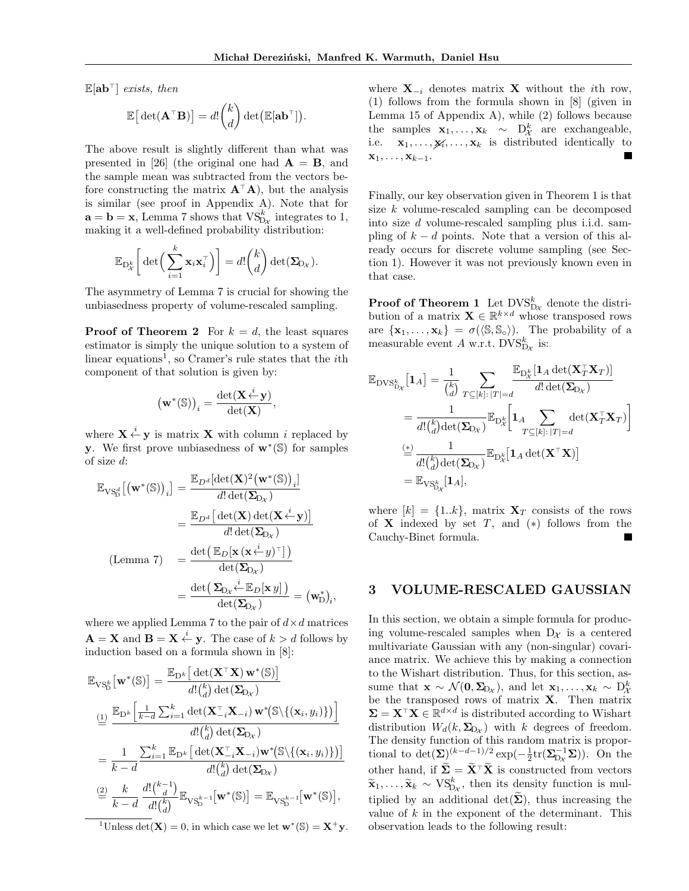$\mathbb{E}[\mathbf{a}\mathbf{b}^\top]$ *exists, then*

$$\mathbb{E}\big[\det(\mathbf{A}^\top\mathbf{B})\big] = d!\binom{k}{d}\det\!\big(\mathbb{E}[\mathbf{a}\mathbf{b}^\top]\big).$$

The above result is slightly different than what was presented in [26] (the original one had $\mathbf{A}=\mathbf{B}$, and the sample mean was subtracted from the vectors before constructing the matrix $\mathbf{A}^\top\mathbf{A}$), but the analysis is similar (see proof in Appendix A). Note that for $\mathbf{a}=\mathbf{b}=\mathbf{x}$, Lemma 7 shows that $\mathrm{VS}_{\mathrm{D}_\mathcal{X}}^k$ integrates to 1, making it a well-defined probability distribution:

$$\mathbb{E}_{\mathrm{D}_\mathcal{X}^k}\bigg[\det\Big(\sum_{i=1}^k \mathbf{x}_i\mathbf{x}_i^\top\Big)\bigg] = d!\binom{k}{d}\det(\boldsymbol{\Sigma}_{\mathrm{D}_\mathcal{X}}).$$

The asymmetry of Lemma 7 is crucial for showing the unbiasedness property of volume-rescaled sampling.

**Proof of Theorem 2** For $k=d$, the least squares estimator is simply the unique solution to a system of linear equations[1], so Cramer's rule states that the $i$th component of that solution is given by:

$$\big(\mathbf{w}^*(\mathbb{S})\big)_i = \frac{\det(\mathbf{X}\overset{i}{\leftarrow}\mathbf{y})}{\det(\mathbf{X})},$$

where $\mathbf{X}\overset{i}{\leftarrow}\mathbf{y}$ is matrix $\mathbf{X}$ with column $i$ replaced by $\mathbf{y}$. We first prove unbiasedness of $\mathbf{w}^*(\mathbb{S})$ for samples of size $d$:

$$\begin{aligned}
\mathbb{E}_{\mathrm{VS}_{\mathrm{D}}^d}\big[\big(\mathbf{w}^*(\mathbb{S})\big)_i\big] &= \frac{\mathbb{E}_{D^d}[\det(\mathbf{X})^2\big(\mathbf{w}^*(\mathbb{S})\big)_i]}{d!\det(\boldsymbol{\Sigma}_{\mathrm{D}_\mathcal{X}})}\\
&= \frac{\mathbb{E}_{D^d}\big[\det(\mathbf{X})\det(\mathbf{X}\overset{i}{\leftarrow}\mathbf{y})\big]}{d!\det(\boldsymbol{\Sigma}_{\mathrm{D}_\mathcal{X}})}\\
\text{(Lemma 7)}\quad &= \frac{\det\big(\mathbb{E}_D[\mathbf{x}\,(\mathbf{x}\overset{i}{\leftarrow}y)^\top]\big)}{\det(\boldsymbol{\Sigma}_{\mathrm{D}_\mathcal{X}})}\\
&= \frac{\det\big(\boldsymbol{\Sigma}_{\mathrm{D}_\mathcal{X}}\overset{i}{\leftarrow}\mathbb{E}_D[\mathbf{x}\,y]\big)}{\det(\boldsymbol{\Sigma}_{\mathrm{D}_\mathcal{X}})} = \big(\mathbf{w}_{\mathrm{D}}^*\big)_i,
\end{aligned}$$

where we applied Lemma 7 to the pair of $d\times d$ matrices $\mathbf{A}=\mathbf{X}$ and $\mathbf{B}=\mathbf{X}\overset{i}{\leftarrow}\mathbf{y}$. The case of $k>d$ follows by induction based on a formula shown in [8]:

$$\begin{aligned}
\mathbb{E}_{\mathrm{VS}_{\mathrm{D}}^k}\big[\mathbf{w}^*(\mathbb{S})\big] &= \frac{\mathbb{E}_{\mathrm{D}^k}\big[\det(\mathbf{X}^\top\mathbf{X})\,\mathbf{w}^*(\mathbb{S})\big]}{d!\binom{k}{d}\det(\boldsymbol{\Sigma}_{\mathrm{D}_\mathcal{X}})}\\
&\overset{(1)}{=} \frac{\mathbb{E}_{\mathrm{D}^k}\Big[\frac{1}{k-d}\sum_{i=1}^k\det(\mathbf{X}_{-i}^\top\mathbf{X}_{-i})\,\mathbf{w}^*\big(\mathbb{S}\backslash\{(\mathbf{x}_i,y_i)\}\big)\Big]}{d!\binom{k}{d}\det(\boldsymbol{\Sigma}_{\mathrm{D}_\mathcal{X}})}\\
&= \frac{1}{k-d}\,\frac{\sum_{i=1}^k\mathbb{E}_{\mathrm{D}^k}\big[\det(\mathbf{X}_{-i}^\top\mathbf{X}_{-i})\mathbf{w}^*\big(\mathbb{S}\backslash\{(\mathbf{x}_i,y_i)\}\big)\big]}{d!\binom{k}{d}\det(\boldsymbol{\Sigma}_{\mathrm{D}_\mathcal{X}})}\\
&\overset{(2)}{=} \frac{k}{k-d}\,\frac{d!\binom{k-1}{d}}{d!\binom{k}{d}}\mathbb{E}_{\mathrm{VS}_{\mathrm{D}}^{k-1}}\big[\mathbf{w}^*(\mathbb{S})\big] = \mathbb{E}_{\mathrm{VS}_{\mathrm{D}}^{k-1}}\big[\mathbf{w}^*(\mathbb{S})\big],
\end{aligned}$$

where $\mathbf{X}_{-i}$ denotes matrix $\mathbf{X}$ without the $i$th row, (1) follows from the formula shown in [8] (given in Lemma 15 of Appendix A), while (2) follows because the samples $\mathbf{x}_1,\dots,\mathbf{x}_k \sim \mathrm{D}_\mathcal{X}^k$ are exchangeable, i.e. $\mathbf{x}_1,\dots,\not{\mathbf{x}_i},\dots,\mathbf{x}_k$ is distributed identically to $\mathbf{x}_1,\dots,\mathbf{x}_{k-1}$. ∎

[1] Unless $\det(\mathbf{X})=0$, in which case we let $\mathbf{w}^*(\mathbb{S})=\mathbf{X}^+\mathbf{y}$.

Finally, our key observation given in Theorem 1 is that size $k$ volume-rescaled sampling can be decomposed into size $d$ volume-rescaled sampling plus i.i.d. sampling of $k-d$ points. Note that a version of this already occurs for discrete volume sampling (see Section 1). However it was not previously known even in that case.

**Proof of Theorem 1** Let $\mathrm{DVS}_{\mathrm{D}_\mathcal{X}}^k$ denote the distribution of a matrix $\mathbf{X}\in\mathbb{R}^{k\times d}$ whose transposed rows are $\{\mathbf{x}_1,\dots,\mathbf{x}_k\} = \sigma(\langle\mathbb{S},\mathbb{S}_\circ\rangle)$. The probability of a measurable event $A$ w.r.t. $\mathrm{DVS}_{\mathrm{D}_\mathcal{X}}^k$ is:

$$\begin{aligned}
\mathbb{E}_{\mathrm{DVS}_{\mathrm{D}_\mathcal{X}}^k}\big[\mathbf{1}_A\big] &= \frac{1}{\binom{k}{d}}\sum_{T\subseteq[k]:\,|T|=d}\frac{\mathbb{E}_{\mathrm{D}_\mathcal{X}^k}[\mathbf{1}_A\det(\mathbf{X}_T^\top\mathbf{X}_T)]}{d!\det(\boldsymbol{\Sigma}_{\mathrm{D}_\mathcal{X}})}\\
&= \frac{1}{d!\binom{k}{d}\det(\boldsymbol{\Sigma}_{\mathrm{D}_\mathcal{X}})}\mathbb{E}_{\mathrm{D}_\mathcal{X}^k}\bigg[\mathbf{1}_A\sum_{T\subseteq[k]:\,|T|=d}\det(\mathbf{X}_T^\top\mathbf{X}_T)\bigg]\\
&\overset{(*)}{=} \frac{1}{d!\binom{k}{d}\det(\boldsymbol{\Sigma}_{\mathrm{D}_\mathcal{X}})}\mathbb{E}_{\mathrm{D}_\mathcal{X}^k}\big[\mathbf{1}_A\det(\mathbf{X}^\top\mathbf{X})\big]\\
&= \mathbb{E}_{\mathrm{VS}_{\mathrm{D}_\mathcal{X}}^k}[\mathbf{1}_A],
\end{aligned}$$

where $[k]=\{1..k\}$, matrix $\mathbf{X}_T$ consists of the rows of $\mathbf{X}$ indexed by set $T$, and $(*)$ follows from the Cauchy-Binet formula. ∎

## 3 VOLUME-RESCALED GAUSSIAN

In this section, we obtain a simple formula for producing volume-rescaled samples when $\mathrm{D}_\mathcal{X}$ is a centered multivariate Gaussian with any (non-singular) covariance matrix. We achieve this by making a connection to the Wishart distribution. Thus, for this section, assume that $\mathbf{x}\sim\mathcal{N}(\mathbf{0},\boldsymbol{\Sigma}_{\mathrm{D}_\mathcal{X}})$, and let $\mathbf{x}_1,\dots,\mathbf{x}_k\sim\mathrm{D}_\mathcal{X}^k$ be the transposed rows of matrix $\mathbf{X}$. Then matrix $\boldsymbol{\Sigma}=\mathbf{X}^\top\mathbf{X}\in\mathbb{R}^{d\times d}$ is distributed according to Wishart distribution $W_d(k,\boldsymbol{\Sigma}_{\mathrm{D}_\mathcal{X}})$ with $k$ degrees of freedom. The density function of this random matrix is proportional to $\det(\boldsymbol{\Sigma})^{(k-d-1)/2}\exp(-\frac{1}{2}\mathrm{tr}(\boldsymbol{\Sigma}_{\mathrm{D}_\mathcal{X}}^{-1}\boldsymbol{\Sigma}))$. On the other hand, if $\widetilde{\boldsymbol{\Sigma}}=\widetilde{\mathbf{X}}^\top\widetilde{\mathbf{X}}$ is constructed from vectors $\widetilde{\mathbf{x}}_1,\dots,\widetilde{\mathbf{x}}_k\sim\mathrm{VS}_{\mathrm{D}_\mathcal{X}}^k$, then its density function is multiplied by an additional $\det(\widetilde{\boldsymbol{\Sigma}})$, thus increasing the value of $k$ in the exponent of the determinant. This observation leads to the following result: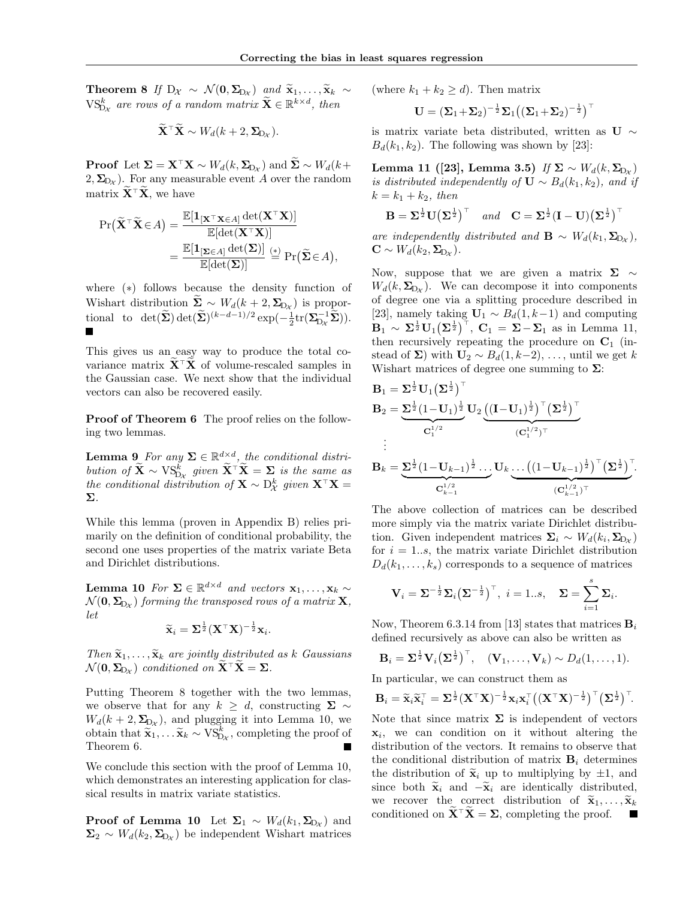**Theorem 8** *If* $\mathrm{D}_{\mathcal{X}} \sim \mathcal{N}(\mathbf{0}, \boldsymbol{\Sigma}_{\mathrm{D}_{\mathcal{X}}})$ *and* $\widetilde{\mathbf{x}}_1, \ldots, \widetilde{\mathbf{x}}_k \sim \mathrm{VS}^k_{\mathrm{D}_{\mathcal{X}}}$ *are rows of a random matrix* $\widetilde{\mathbf{X}} \in \mathbb{R}^{k \times d}$*, then*

$$\widetilde{\mathbf{X}}^\top \widetilde{\mathbf{X}} \sim W_d(k+2, \boldsymbol{\Sigma}_{\mathrm{D}_{\mathcal{X}}}).$$

**Proof** Let $\boldsymbol{\Sigma} = \mathbf{X}^\top \mathbf{X} \sim W_d(k, \boldsymbol{\Sigma}_{\mathrm{D}_{\mathcal{X}}})$ and $\widetilde{\boldsymbol{\Sigma}} \sim W_d(k+2, \boldsymbol{\Sigma}_{\mathrm{D}_{\mathcal{X}}})$. For any measurable event $A$ over the random matrix $\widetilde{\mathbf{X}}^\top \widetilde{\mathbf{X}}$, we have

$$\begin{aligned}\Pr\big(\widetilde{\mathbf{X}}^\top \widetilde{\mathbf{X}} \in A\big) &= \frac{\mathbb{E}[\mathbf{1}_{[\mathbf{X}^\top \mathbf{X} \in A]} \det(\mathbf{X}^\top \mathbf{X})]}{\mathbb{E}[\det(\mathbf{X}^\top \mathbf{X})]} \\ &= \frac{\mathbb{E}[\mathbf{1}_{[\boldsymbol{\Sigma} \in A]} \det(\boldsymbol{\Sigma})]}{\mathbb{E}[\det(\boldsymbol{\Sigma})]} \overset{(*)}{=} \Pr\big(\widetilde{\boldsymbol{\Sigma}} \in A\big),\end{aligned}$$

where $(*)$ follows because the density function of Wishart distribution $\widetilde{\boldsymbol{\Sigma}} \sim W_d(k+2, \boldsymbol{\Sigma}_{\mathrm{D}_{\mathcal{X}}})$ is proportional to $\det(\widetilde{\boldsymbol{\Sigma}}) \det(\widetilde{\boldsymbol{\Sigma}})^{(k-d-1)/2} \exp(-\frac{1}{2}\mathrm{tr}(\boldsymbol{\Sigma}_{\mathrm{D}_{\mathcal{X}}}^{-1} \widetilde{\boldsymbol{\Sigma}}))$. ■

This gives us an easy way to produce the total covariance matrix $\widetilde{\mathbf{X}}^\top \widetilde{\mathbf{X}}$ of volume-rescaled samples in the Gaussian case. We next show that the individual vectors can also be recovered easily.

**Proof of Theorem 6** The proof relies on the following two lemmas.

**Lemma 9** *For any* $\boldsymbol{\Sigma} \in \mathbb{R}^{d \times d}$*, the conditional distribution of* $\widetilde{\mathbf{X}} \sim \mathrm{VS}^k_{\mathrm{D}_{\mathcal{X}}}$ *given* $\widetilde{\mathbf{X}}^\top \widetilde{\mathbf{X}} = \boldsymbol{\Sigma}$ *is the same as the conditional distribution of* $\mathbf{X} \sim \mathrm{D}^k_{\mathcal{X}}$ *given* $\mathbf{X}^\top \mathbf{X} = \boldsymbol{\Sigma}$*.*

While this lemma (proven in Appendix B) relies primarily on the definition of conditional probability, the second one uses properties of the matrix variate Beta and Dirichlet distributions.

**Lemma 10** *For* $\boldsymbol{\Sigma} \in \mathbb{R}^{d \times d}$ *and vectors* $\mathbf{x}_1, \ldots, \mathbf{x}_k \sim \mathcal{N}(\mathbf{0}, \boldsymbol{\Sigma}_{\mathrm{D}_{\mathcal{X}}})$ *forming the transposed rows of a matrix* $\mathbf{X}$*, let*

$$\widetilde{\mathbf{x}}_i = \boldsymbol{\Sigma}^{\frac{1}{2}} (\mathbf{X}^\top \mathbf{X})^{-\frac{1}{2}} \mathbf{x}_i.$$

*Then* $\widetilde{\mathbf{x}}_1, \ldots, \widetilde{\mathbf{x}}_k$ *are jointly distributed as* $k$ *Gaussians* $\mathcal{N}(\mathbf{0}, \boldsymbol{\Sigma}_{\mathrm{D}_{\mathcal{X}}})$ *conditioned on* $\widetilde{\mathbf{X}}^\top \widetilde{\mathbf{X}} = \boldsymbol{\Sigma}$*.*

Putting Theorem 8 together with the two lemmas, we observe that for any $k \geq d$, constructing $\boldsymbol{\Sigma} \sim W_d(k+2, \boldsymbol{\Sigma}_{\mathrm{D}_{\mathcal{X}}})$, and plugging it into Lemma 10, we obtain that $\widetilde{\mathbf{x}}_1, \ldots \widetilde{\mathbf{x}}_k \sim \mathrm{VS}^k_{\mathrm{D}_{\mathcal{X}}}$, completing the proof of Theorem 6. ■

We conclude this section with the proof of Lemma 10, which demonstrates an interesting application for classical results in matrix variate statistics.

**Proof of Lemma 10** Let $\boldsymbol{\Sigma}_1 \sim W_d(k_1, \boldsymbol{\Sigma}_{\mathrm{D}_{\mathcal{X}}})$ and $\boldsymbol{\Sigma}_2 \sim W_d(k_2, \boldsymbol{\Sigma}_{\mathrm{D}_{\mathcal{X}}})$ be independent Wishart matrices (where $k_1 + k_2 \geq d$). Then matrix

$$\mathbf{U} = (\boldsymbol{\Sigma}_1 + \boldsymbol{\Sigma}_2)^{-\frac{1}{2}} \boldsymbol{\Sigma}_1 \big((\boldsymbol{\Sigma}_1 + \boldsymbol{\Sigma}_2)^{-\frac{1}{2}}\big)^\top$$

is matrix variate beta distributed, written as $\mathbf{U} \sim B_d(k_1, k_2)$. The following was shown by [23]:

**Lemma 11 ([23], Lemma 3.5)** *If* $\boldsymbol{\Sigma} \sim W_d(k, \boldsymbol{\Sigma}_{\mathrm{D}_{\mathcal{X}}})$ *is distributed independently of* $\mathbf{U} \sim B_d(k_1, k_2)$*, and if* $k = k_1 + k_2$*, then*

$$\mathbf{B} = \boldsymbol{\Sigma}^{\frac{1}{2}} \mathbf{U} \big(\boldsymbol{\Sigma}^{\frac{1}{2}}\big)^\top \quad \text{and} \quad \mathbf{C} = \boldsymbol{\Sigma}^{\frac{1}{2}} (\mathbf{I} - \mathbf{U}) \big(\boldsymbol{\Sigma}^{\frac{1}{2}}\big)^\top$$

*are independently distributed and* $\mathbf{B} \sim W_d(k_1, \boldsymbol{\Sigma}_{\mathrm{D}_{\mathcal{X}}})$*,* $\mathbf{C} \sim W_d(k_2, \boldsymbol{\Sigma}_{\mathrm{D}_{\mathcal{X}}})$*.*

Now, suppose that we are given a matrix $\boldsymbol{\Sigma} \sim W_d(k, \boldsymbol{\Sigma}_{\mathrm{D}_{\mathcal{X}}})$. We can decompose it into components of degree one via a splitting procedure described in [23], namely taking $\mathbf{U}_1 \sim B_d(1, k-1)$ and computing $\mathbf{B}_1 \sim \boldsymbol{\Sigma}^{\frac{1}{2}} \mathbf{U}_1 \big(\boldsymbol{\Sigma}^{\frac{1}{2}}\big)^\top$, $\mathbf{C}_1 = \boldsymbol{\Sigma} - \boldsymbol{\Sigma}_1$ as in Lemma 11, then recursively repeating the procedure on $\mathbf{C}_1$ (instead of $\boldsymbol{\Sigma}$) with $\mathbf{U}_2 \sim B_d(1, k-2)$, $\ldots$, until we get $k$ Wishart matrices of degree one summing to $\boldsymbol{\Sigma}$:

$$\begin{aligned}\mathbf{B}_1 &= \boldsymbol{\Sigma}^{\frac{1}{2}} \mathbf{U}_1 \big(\boldsymbol{\Sigma}^{\frac{1}{2}}\big)^\top \\ \mathbf{B}_2 &= \underbrace{\boldsymbol{\Sigma}^{\frac{1}{2}} (1 - \mathbf{U}_1)^{\frac{1}{2}}}_{\mathbf{C}_1^{1/2}} \mathbf{U}_2 \underbrace{\big((\mathbf{I} - \mathbf{U}_1)^{\frac{1}{2}}\big)^\top \big(\boldsymbol{\Sigma}^{\frac{1}{2}}\big)^\top}_{(\mathbf{C}_1^{1/2})^\top} \\ &\vdots \\ \mathbf{B}_k &= \underbrace{\boldsymbol{\Sigma}^{\frac{1}{2}} (1 - \mathbf{U}_{k-1})^{\frac{1}{2}} \ldots}_{\mathbf{C}_{k-1}^{1/2}} \mathbf{U}_k \underbrace{\ldots \big((1 - \mathbf{U}_{k-1})^{\frac{1}{2}}\big)^\top \big(\boldsymbol{\Sigma}^{\frac{1}{2}}\big)^\top}_{(\mathbf{C}_{k-1}^{1/2})^\top}.\end{aligned}$$

The above collection of matrices can be described more simply via the matrix variate Dirichlet distribution. Given independent matrices $\boldsymbol{\Sigma}_i \sim W_d(k_i, \boldsymbol{\Sigma}_{\mathrm{D}_{\mathcal{X}}})$ for $i = 1..s$, the matrix variate Dirichlet distribution $D_d(k_1, \ldots, k_s)$ corresponds to a sequence of matrices

$$\mathbf{V}_i = \boldsymbol{\Sigma}^{-\frac{1}{2}} \boldsymbol{\Sigma}_i \big(\boldsymbol{\Sigma}^{-\frac{1}{2}}\big)^\top, \ i = 1..s, \quad \boldsymbol{\Sigma} = \sum_{i=1}^s \boldsymbol{\Sigma}_i.$$

Now, Theorem 6.3.14 from [13] states that matrices $\mathbf{B}_i$ defined recursively as above can also be written as

$$\mathbf{B}_i = \boldsymbol{\Sigma}^{\frac{1}{2}} \mathbf{V}_i \big(\boldsymbol{\Sigma}^{\frac{1}{2}}\big)^\top, \quad (\mathbf{V}_1, \ldots, \mathbf{V}_k) \sim D_d(1, \ldots, 1).$$

In particular, we can construct them as

$$\mathbf{B}_i = \widetilde{\mathbf{x}}_i \widetilde{\mathbf{x}}_i^\top = \boldsymbol{\Sigma}^{\frac{1}{2}} (\mathbf{X}^\top \mathbf{X})^{-\frac{1}{2}} \mathbf{x}_i \mathbf{x}_i^\top \big((\mathbf{X}^\top \mathbf{X})^{-\frac{1}{2}}\big)^\top \big(\boldsymbol{\Sigma}^{\frac{1}{2}}\big)^\top.$$

Note that since matrix $\boldsymbol{\Sigma}$ is independent of vectors $\mathbf{x}_i$, we can condition on it without altering the distribution of the vectors. It remains to observe that the conditional distribution of matrix $\mathbf{B}_i$ determines the distribution of $\widetilde{\mathbf{x}}_i$ up to multiplying by $\pm 1$, and since both $\widetilde{\mathbf{x}}_i$ and $-\widetilde{\mathbf{x}}_i$ are identically distributed, we recover the correct distribution of $\widetilde{\mathbf{x}}_1, \ldots, \widetilde{\mathbf{x}}_k$ conditioned on $\widetilde{\mathbf{X}}^\top \widetilde{\mathbf{X}} = \boldsymbol{\Sigma}$, completing the proof. ■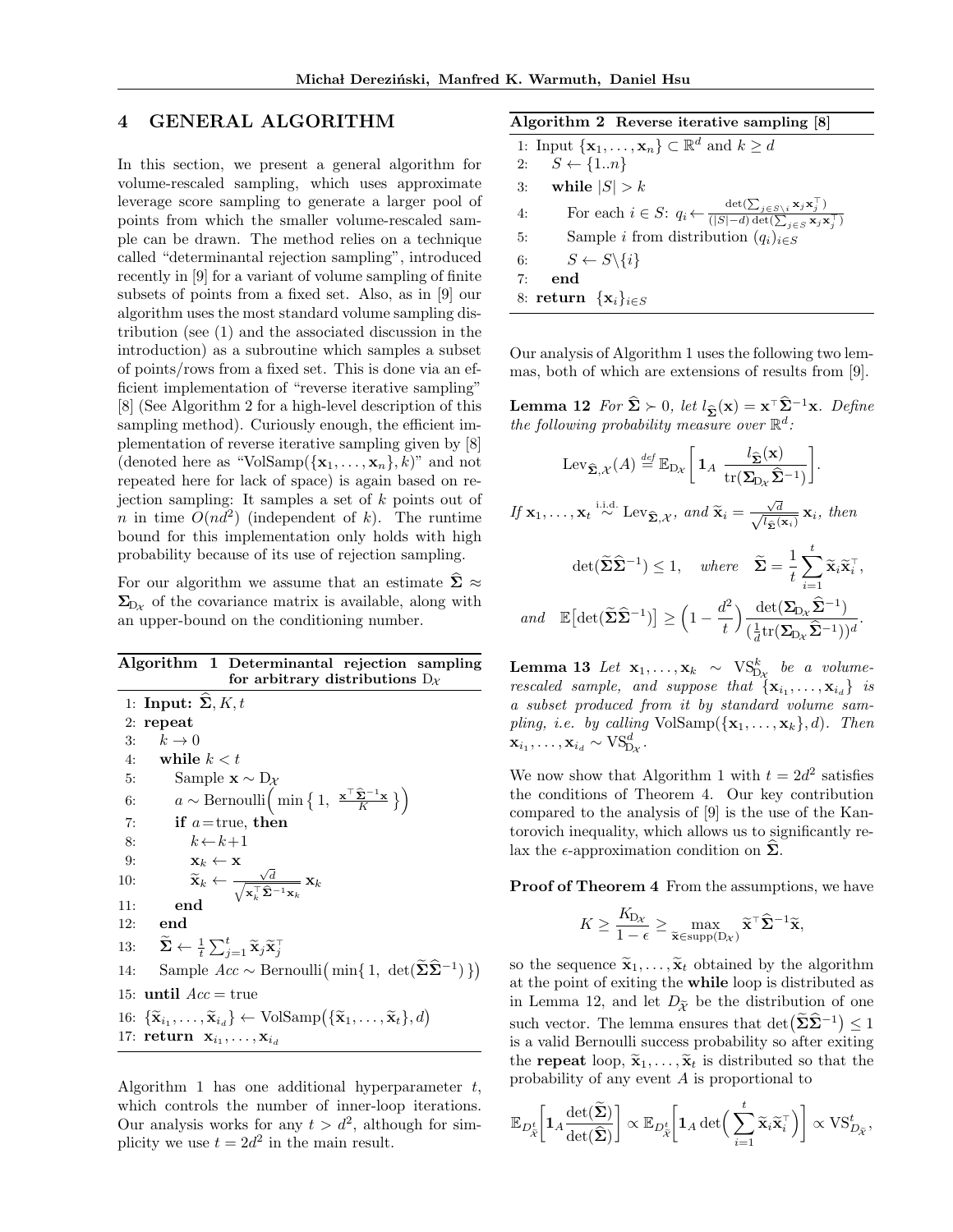## 4 GENERAL ALGORITHM

In this section, we present a general algorithm for volume-rescaled sampling, which uses approximate leverage score sampling to generate a larger pool of points from which the smaller volume-rescaled sample can be drawn. The method relies on a technique called "determinantal rejection sampling", introduced recently in [9] for a variant of volume sampling of finite subsets of points from a fixed set. Also, as in [9] our algorithm uses the most standard volume sampling distribution (see (1) and the associated discussion in the introduction) as a subroutine which samples a subset of points/rows from a fixed set. This is done via an efficient implementation of "reverse iterative sampling" [8] (See Algorithm 2 for a high-level description of this sampling method). Curiously enough, the efficient implementation of reverse iterative sampling given by [8] (denoted here as "VolSamp($\{\mathbf{x}_1,\dots,\mathbf{x}_n\}, k$)" and not repeated here for lack of space) is again based on rejection sampling: It samples a set of $k$ points out of $n$ in time $O(nd^2)$ (independent of $k$). The runtime bound for this implementation only holds with high probability because of its use of rejection sampling.

For our algorithm we assume that an estimate $\widehat{\mathbf{\Sigma}} \approx \mathbf{\Sigma}_{\mathrm{D}_\mathcal{X}}$ of the covariance matrix is available, along with an upper-bound on the conditioning number.

**Algorithm 1 Determinantal rejection sampling for arbitrary distributions $\mathrm{D}_\mathcal{X}$**

```
1: Input: Σ̂, K, t
2: repeat
3:    k → 0
4:    while k < t
5:       Sample x ~ D_X
6:       a ~ Bernoulli( min{ 1, x^T Σ̂^{-1} x / K } )
7:       if a = true, then
8:          k ← k+1
9:          x_k ← x
10:         x̃_k ← ( √d / √(x_k^T Σ̂^{-1} x_k) ) x_k
11:      end
12:   end
13:   Σ̃ ← (1/t) Σ_{j=1}^t x̃_j x̃_j^T
14:   Sample Acc ~ Bernoulli( min{ 1, det(Σ̃ Σ̂^{-1}) } )
15: until Acc = true
16: {x̃_{i_1}, ..., x̃_{i_d}} ← VolSamp({x̃_1, ..., x̃_t}, d)
17: return x_{i_1}, ..., x_{i_d}
```

Algorithm 1 has one additional hyperparameter $t$, which controls the number of inner-loop iterations. Our analysis works for any $t > d^2$, although for simplicity we use $t = 2d^2$ in the main result.

**Algorithm 2 Reverse iterative sampling [8]**

```
1: Input {x_1, ..., x_n} ⊂ R^d and k ≥ d
2:    S ← {1..n}
3:    while |S| > k
4:       For each i ∈ S: q_i ← det(Σ_{j∈S\i} x_j x_j^T) / ((|S|−d) det(Σ_{j∈S} x_j x_j^T))
5:       Sample i from distribution (q_i)_{i∈S}
6:       S ← S\{i}
7:    end
8: return {x_i}_{i∈S}
```

Our analysis of Algorithm 1 uses the following two lemmas, both of which are extensions of results from [9].

**Lemma 12** *For $\widehat{\mathbf{\Sigma}} \succ 0$, let $l_{\widehat{\mathbf{\Sigma}}}(\mathbf{x}) = \mathbf{x}^\top \widehat{\mathbf{\Sigma}}^{-1}\mathbf{x}$. Define the following probability measure over $\mathbb{R}^d$:*

$$\mathrm{Lev}_{\widehat{\mathbf{\Sigma}},\mathcal{X}}(A) \overset{def}{=} \mathbb{E}_{\mathrm{D}_\mathcal{X}}\bigg[\mathbf{1}_A\ \frac{l_{\widehat{\mathbf{\Sigma}}}(\mathbf{x})}{\mathrm{tr}(\mathbf{\Sigma}_{\mathrm{D}_\mathcal{X}}\widehat{\mathbf{\Sigma}}^{-1})}\bigg].$$

*If $\mathbf{x}_1,\dots,\mathbf{x}_t \overset{\text{i.i.d.}}{\sim} \mathrm{Lev}_{\widehat{\mathbf{\Sigma}},\mathcal{X}}$, and $\widetilde{\mathbf{x}}_i = \frac{\sqrt{d}}{\sqrt{l_{\widehat{\mathbf{\Sigma}}}(\mathbf{x}_i)}}\,\mathbf{x}_i$, then*

$$\det(\widetilde{\mathbf{\Sigma}}\widehat{\mathbf{\Sigma}}^{-1}) \leq 1, \quad where \quad \widetilde{\mathbf{\Sigma}} = \frac{1}{t}\sum_{i=1}^t \widetilde{\mathbf{x}}_i\widetilde{\mathbf{x}}_i^\top,$$

$$and \quad \mathbb{E}\big[\det(\widetilde{\mathbf{\Sigma}}\widehat{\mathbf{\Sigma}}^{-1})\big] \geq \Big(1 - \frac{d^2}{t}\Big)\frac{\det(\mathbf{\Sigma}_{\mathrm{D}_\mathcal{X}}\widehat{\mathbf{\Sigma}}^{-1})}{(\frac{1}{d}\mathrm{tr}(\mathbf{\Sigma}_{\mathrm{D}_\mathcal{X}}\widehat{\mathbf{\Sigma}}^{-1}))^d}.$$

**Lemma 13** *Let $\mathbf{x}_1,\dots,\mathbf{x}_k \sim \mathrm{VS}^k_{\mathrm{D}_\mathcal{X}}$ be a volume-rescaled sample, and suppose that $\{\mathbf{x}_{i_1},\dots,\mathbf{x}_{i_d}\}$ is a subset produced from it by standard volume sampling, i.e. by calling $\mathrm{VolSamp}(\{\mathbf{x}_1,\dots,\mathbf{x}_k\}, d)$. Then $\mathbf{x}_{i_1},\dots,\mathbf{x}_{i_d} \sim \mathrm{VS}^d_{\mathrm{D}_\mathcal{X}}$.*

We now show that Algorithm 1 with $t = 2d^2$ satisfies the conditions of Theorem 4. Our key contribution compared to the analysis of [9] is the use of the Kantorovich inequality, which allows us to significantly relax the $\epsilon$-approximation condition on $\widehat{\mathbf{\Sigma}}$.

**Proof of Theorem 4** From the assumptions, we have

$$K \geq \frac{K_{\mathrm{D}_\mathcal{X}}}{1-\epsilon} \geq \max_{\widetilde{\mathbf{x}}\in\mathrm{supp}(\mathrm{D}_\mathcal{X})} \widetilde{\mathbf{x}}^\top\widehat{\mathbf{\Sigma}}^{-1}\widetilde{\mathbf{x}},$$

so the sequence $\widetilde{\mathbf{x}}_1,\dots,\widetilde{\mathbf{x}}_t$ obtained by the algorithm at the point of exiting the **while** loop is distributed as in Lemma 12, and let $D_{\widetilde{\mathcal{X}}}$ be the distribution of one such vector. The lemma ensures that $\det\big(\widetilde{\mathbf{\Sigma}}\widehat{\mathbf{\Sigma}}^{-1}\big) \leq 1$ is a valid Bernoulli success probability so after exiting the **repeat** loop, $\widetilde{\mathbf{x}}_1,\dots,\widetilde{\mathbf{x}}_t$ is distributed so that the probability of any event $A$ is proportional to

$$\mathbb{E}_{D^t_{\widetilde{\mathcal{X}}}}\bigg[\mathbf{1}_A\frac{\det(\widetilde{\mathbf{\Sigma}})}{\det(\widehat{\mathbf{\Sigma}})}\bigg] \propto \mathbb{E}_{D^t_{\widetilde{\mathcal{X}}}}\bigg[\mathbf{1}_A\det\Big(\sum_{i=1}^t\widetilde{\mathbf{x}}_i\widetilde{\mathbf{x}}_i^\top\Big)\bigg] \propto \mathrm{VS}^t_{D_{\widetilde{\mathcal{X}}}},$$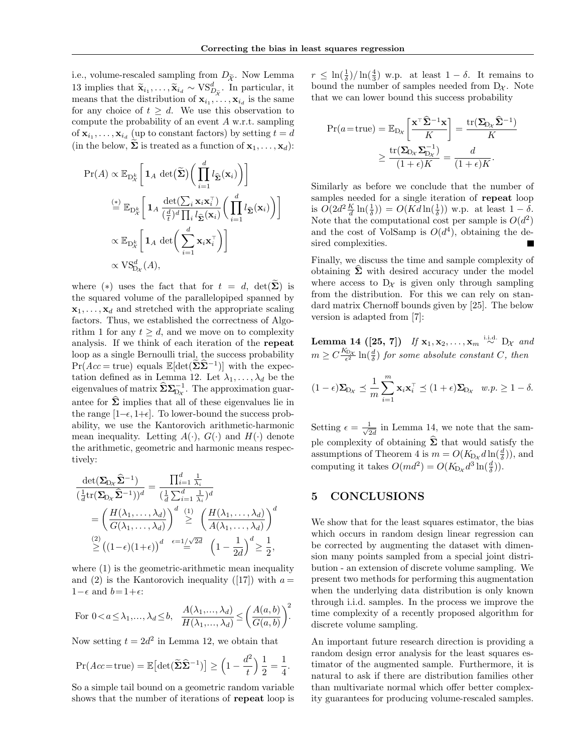i.e., volume-rescaled sampling from $D_{\widetilde{\mathcal{X}}}$. Now Lemma 13 implies that $\widetilde{\mathbf{x}}_{i_1}, \ldots, \widetilde{\mathbf{x}}_{i_d} \sim \mathrm{VS}^d_{D_{\widetilde{\mathcal{X}}}}$. In particular, it means that the distribution of $\mathbf{x}_{i_1}, \ldots, \mathbf{x}_{i_d}$ is the same for any choice of $t \geq d$. We use this observation to compute the probability of an event $A$ w.r.t. sampling of $\mathbf{x}_{i_1}, \ldots, \mathbf{x}_{i_d}$ (up to constant factors) by setting $t = d$ (in the below, $\widetilde{\boldsymbol{\Sigma}}$ is treated as a function of $\mathbf{x}_1, \ldots, \mathbf{x}_d$):

$$
\begin{aligned}
\Pr(A) &\propto \mathbb{E}_{\mathrm{D}^k_{\mathcal{X}}}\bigg[\mathbf{1}_A \, \det\big(\widetilde{\boldsymbol{\Sigma}}\big)\bigg(\prod_{i=1}^d l_{\widehat{\boldsymbol{\Sigma}}}(\mathbf{x}_i)\bigg)\bigg] \\
&\overset{(*)}{=} \mathbb{E}_{\mathrm{D}^k_{\mathcal{X}}}\bigg[\mathbf{1}_A \, \frac{\det(\sum_i \mathbf{x}_i\mathbf{x}_i^\top)}{(\frac{d}{t})^d \prod_i l_{\widehat{\boldsymbol{\Sigma}}}(\mathbf{x}_i)}\bigg(\prod_{i=1}^d l_{\widehat{\boldsymbol{\Sigma}}}(\mathbf{x}_i)\bigg)\bigg] \\
&\propto \mathbb{E}_{\mathrm{D}^k_{\mathcal{X}}}\bigg[\mathbf{1}_A \, \det\bigg(\sum_{i=1}^d \mathbf{x}_i\mathbf{x}_i^\top\bigg)\bigg] \\
&\propto \mathrm{VS}^d_{\mathrm{D}_{\mathcal{X}}}(A),
\end{aligned}
$$

where $(*)$ uses the fact that for $t = d$, $\det(\widetilde{\boldsymbol{\Sigma}})$ is the squared volume of the parallelopiped spanned by $\mathbf{x}_1, \ldots, \mathbf{x}_d$ and stretched with the appropriate scaling factors. Thus, we established the correctness of Algorithm 1 for any $t \geq d$, and we move on to complexity analysis. If we think of each iteration of the **repeat** loop as a single Bernoulli trial, the success probability $\Pr(Acc = \text{true})$ equals $\mathbb{E}[\det(\widetilde{\boldsymbol{\Sigma}}\widehat{\boldsymbol{\Sigma}}^{-1})]$ with the expectation defined as in Lemma 12. Let $\lambda_1, \ldots, \lambda_d$ be the eigenvalues of matrix $\widehat{\boldsymbol{\Sigma}}\boldsymbol{\Sigma}_{\mathrm{D}_{\mathcal{X}}}^{-1}$. The approximation guarantee for $\widehat{\boldsymbol{\Sigma}}$ implies that all of these eigenvalues lie in the range $[1-\epsilon, 1+\epsilon]$. To lower-bound the success probability, we use the Kantorovich arithmetic-harmonic mean inequality. Letting $A(\cdot)$, $G(\cdot)$ and $H(\cdot)$ denote the arithmetic, geometric and harmonic means respectively:

$$
\begin{aligned}
\frac{\det(\boldsymbol{\Sigma}_{\mathrm{D}_{\mathcal{X}}}\widehat{\boldsymbol{\Sigma}}^{-1})}{(\frac{1}{d}\mathrm{tr}(\boldsymbol{\Sigma}_{\mathrm{D}_{\mathcal{X}}}\widehat{\boldsymbol{\Sigma}}^{-1}))^d} &= \frac{\prod_{i=1}^d \frac{1}{\lambda_i}}{(\frac{1}{d}\sum_{i=1}^d \frac{1}{\lambda_i})^d} \\
&= \bigg(\frac{H(\lambda_1, \ldots, \lambda_d)}{G(\lambda_1, \ldots, \lambda_d)}\bigg)^d \overset{(1)}{\geq} \bigg(\frac{H(\lambda_1, \ldots, \lambda_d)}{A(\lambda_1, \ldots, \lambda_d)}\bigg)^d \\
&\overset{(2)}{\geq} \big((1-\epsilon)(1+\epsilon)\big)^d \overset{\epsilon=1/\sqrt{2d}}{=} \bigg(1 - \frac{1}{2d}\bigg)^d \geq \frac{1}{2},
\end{aligned}
$$

where (1) is the geometric-arithmetic mean inequality and (2) is the Kantorovich inequality ([17]) with $a = 1-\epsilon$ and $b = 1+\epsilon$:

$$
\text{For } 0 < a \leq \lambda_1, \ldots, \lambda_d \leq b, \quad \frac{A(\lambda_1, \ldots, \lambda_d)}{H(\lambda_1, \ldots, \lambda_d)} \leq \bigg(\frac{A(a,b)}{G(a,b)}\bigg)^2.
$$

Now setting $t = 2d^2$ in Lemma 12, we obtain that

$$
\Pr(Acc = \text{true}) = \mathbb{E}\big[\det(\widetilde{\boldsymbol{\Sigma}}\widehat{\boldsymbol{\Sigma}}^{-1})\big] \geq \Big(1 - \frac{d^2}{t}\Big)\frac{1}{2} = \frac{1}{4}.
$$

So a simple tail bound on a geometric random variable shows that the number of iterations of **repeat** loop is $r \leq \ln(\frac{1}{\delta})/\ln(\frac{4}{3})$ w.p. at least $1 - \delta$. It remains to bound the number of samples needed from $\mathrm{D}_{\mathcal{X}}$. Note that we can lower bound this success probability

$$
\begin{aligned}
\Pr(a = \text{true}) &= \mathbb{E}_{\mathrm{D}_{\mathcal{X}}}\bigg[\frac{\mathbf{x}^\top\widehat{\boldsymbol{\Sigma}}^{-1}\mathbf{x}}{K}\bigg] = \frac{\mathrm{tr}(\boldsymbol{\Sigma}_{\mathrm{D}_{\mathcal{X}}}\widehat{\boldsymbol{\Sigma}}^{-1})}{K} \\
&\geq \frac{\mathrm{tr}(\boldsymbol{\Sigma}_{\mathrm{D}_{\mathcal{X}}}\boldsymbol{\Sigma}_{\mathrm{D}_{\mathcal{X}}}^{-1})}{(1+\epsilon)K} = \frac{d}{(1+\epsilon)K}.
\end{aligned}
$$

Similarly as before we conclude that the number of samples needed for a single iteration of **repeat** loop is $O(2d^2\frac{K}{d}\ln(\frac{1}{\delta})) = O(Kd\ln(\frac{1}{\delta}))$ w.p. at least $1-\delta$. Note that the computational cost per sample is $O(d^2)$ and the cost of VolSamp is $O(d^4)$, obtaining the desired complexities. ■

Finally, we discuss the time and sample complexity of obtaining $\widehat{\boldsymbol{\Sigma}}$ with desired accuracy under the model where access to $\mathrm{D}_{\mathcal{X}}$ is given only through sampling from the distribution. For this we can rely on standard matrix Chernoff bounds given by [25]. The below version is adapted from [7]:

**Lemma 14 ([25, 7])** *If $\mathbf{x}_1, \mathbf{x}_2, \ldots, \mathbf{x}_m \overset{\text{i.i.d.}}{\sim} \mathrm{D}_{\mathcal{X}}$ and $m \geq C\frac{K_{\mathrm{D}_{\mathcal{X}}}}{\epsilon^2}\ln(\frac{d}{\delta})$ for some absolute constant $C$, then*

$$
(1-\epsilon)\boldsymbol{\Sigma}_{\mathrm{D}_{\mathcal{X}}} \preceq \frac{1}{m}\sum_{i=1}^m \mathbf{x}_i\mathbf{x}_i^\top \preceq (1+\epsilon)\boldsymbol{\Sigma}_{\mathrm{D}_{\mathcal{X}}} \quad \text{w.p.} \geq 1-\delta.
$$

Setting $\epsilon = \frac{1}{\sqrt{2d}}$ in Lemma 14, we note that the sample complexity of obtaining $\widehat{\boldsymbol{\Sigma}}$ that would satisfy the assumptions of Theorem 4 is $m = O(K_{\mathrm{D}_{\mathcal{X}}}d\ln(\frac{d}{\delta}))$, and computing it takes $O(md^2) = O(K_{\mathrm{D}_{\mathcal{X}}}d^3\ln(\frac{d}{\delta}))$.

## 5 CONCLUSIONS

We show that for the least squares estimator, the bias which occurs in random design linear regression can be corrected by augmenting the dataset with dimension many points sampled from a special joint distribution - an extension of discrete volume sampling. We present two methods for performing this augmentation when the underlying data distribution is only known through i.i.d. samples. In the process we improve the time complexity of a recently proposed algorithm for discrete volume sampling.

An important future research direction is providing a random design error analysis for the least squares estimator of the augmented sample. Furthermore, it is natural to ask if there are distribution families other than multivariate normal which offer better complexity guarantees for producing volume-rescaled samples.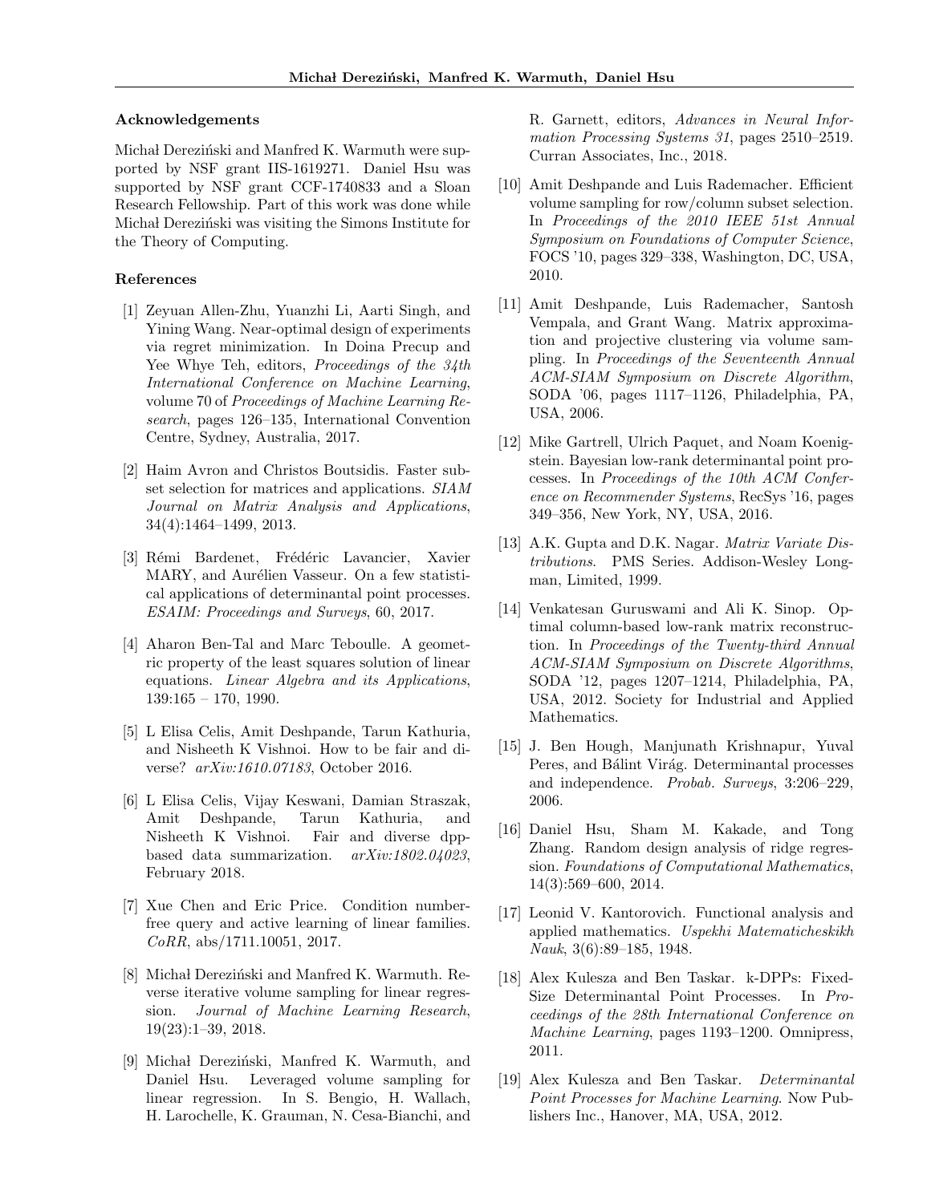## Acknowledgements

Michał Dereziński and Manfred K. Warmuth were supported by NSF grant IIS-1619271. Daniel Hsu was supported by NSF grant CCF-1740833 and a Sloan Research Fellowship. Part of this work was done while Michał Dereziński was visiting the Simons Institute for the Theory of Computing.

## References

[1] Zeyuan Allen-Zhu, Yuanzhi Li, Aarti Singh, and Yining Wang. Near-optimal design of experiments via regret minimization. In Doina Precup and Yee Whye Teh, editors, *Proceedings of the 34th International Conference on Machine Learning*, volume 70 of *Proceedings of Machine Learning Research*, pages 126–135, International Convention Centre, Sydney, Australia, 2017.

[2] Haim Avron and Christos Boutsidis. Faster subset selection for matrices and applications. *SIAM Journal on Matrix Analysis and Applications*, 34(4):1464–1499, 2013.

[3] Rémi Bardenet, Frédéric Lavancier, Xavier MARY, and Aurélien Vasseur. On a few statistical applications of determinantal point processes. *ESAIM: Proceedings and Surveys*, 60, 2017.

[4] Aharon Ben-Tal and Marc Teboulle. A geometric property of the least squares solution of linear equations. *Linear Algebra and its Applications*, 139:165 – 170, 1990.

[5] L Elisa Celis, Amit Deshpande, Tarun Kathuria, and Nisheeth K Vishnoi. How to be fair and diverse? *arXiv:1610.07183*, October 2016.

[6] L Elisa Celis, Vijay Keswani, Damian Straszak, Amit Deshpande, Tarun Kathuria, and Nisheeth K Vishnoi. Fair and diverse dpp-based data summarization. *arXiv:1802.04023*, February 2018.

[7] Xue Chen and Eric Price. Condition number-free query and active learning of linear families. *CoRR*, abs/1711.10051, 2017.

[8] Michał Dereziński and Manfred K. Warmuth. Reverse iterative volume sampling for linear regression. *Journal of Machine Learning Research*, 19(23):1–39, 2018.

[9] Michał Dereziński, Manfred K. Warmuth, and Daniel Hsu. Leveraged volume sampling for linear regression. In S. Bengio, H. Wallach, H. Larochelle, K. Grauman, N. Cesa-Bianchi, and R. Garnett, editors, *Advances in Neural Information Processing Systems 31*, pages 2510–2519. Curran Associates, Inc., 2018.

[10] Amit Deshpande and Luis Rademacher. Efficient volume sampling for row/column subset selection. In *Proceedings of the 2010 IEEE 51st Annual Symposium on Foundations of Computer Science*, FOCS '10, pages 329–338, Washington, DC, USA, 2010.

[11] Amit Deshpande, Luis Rademacher, Santosh Vempala, and Grant Wang. Matrix approximation and projective clustering via volume sampling. In *Proceedings of the Seventeenth Annual ACM-SIAM Symposium on Discrete Algorithm*, SODA '06, pages 1117–1126, Philadelphia, PA, USA, 2006.

[12] Mike Gartrell, Ulrich Paquet, and Noam Koenigstein. Bayesian low-rank determinantal point processes. In *Proceedings of the 10th ACM Conference on Recommender Systems*, RecSys '16, pages 349–356, New York, NY, USA, 2016.

[13] A.K. Gupta and D.K. Nagar. *Matrix Variate Distributions*. PMS Series. Addison-Wesley Longman, Limited, 1999.

[14] Venkatesan Guruswami and Ali K. Sinop. Optimal column-based low-rank matrix reconstruction. In *Proceedings of the Twenty-third Annual ACM-SIAM Symposium on Discrete Algorithms*, SODA '12, pages 1207–1214, Philadelphia, PA, USA, 2012. Society for Industrial and Applied Mathematics.

[15] J. Ben Hough, Manjunath Krishnapur, Yuval Peres, and Bálint Virág. Determinantal processes and independence. *Probab. Surveys*, 3:206–229, 2006.

[16] Daniel Hsu, Sham M. Kakade, and Tong Zhang. Random design analysis of ridge regression. *Foundations of Computational Mathematics*, 14(3):569–600, 2014.

[17] Leonid V. Kantorovich. Functional analysis and applied mathematics. *Uspekhi Matematicheskikh Nauk*, 3(6):89–185, 1948.

[18] Alex Kulesza and Ben Taskar. k-DPPs: Fixed-Size Determinantal Point Processes. In *Proceedings of the 28th International Conference on Machine Learning*, pages 1193–1200. Omnipress, 2011.

[19] Alex Kulesza and Ben Taskar. *Determinantal Point Processes for Machine Learning*. Now Publishers Inc., Hanover, MA, USA, 2012.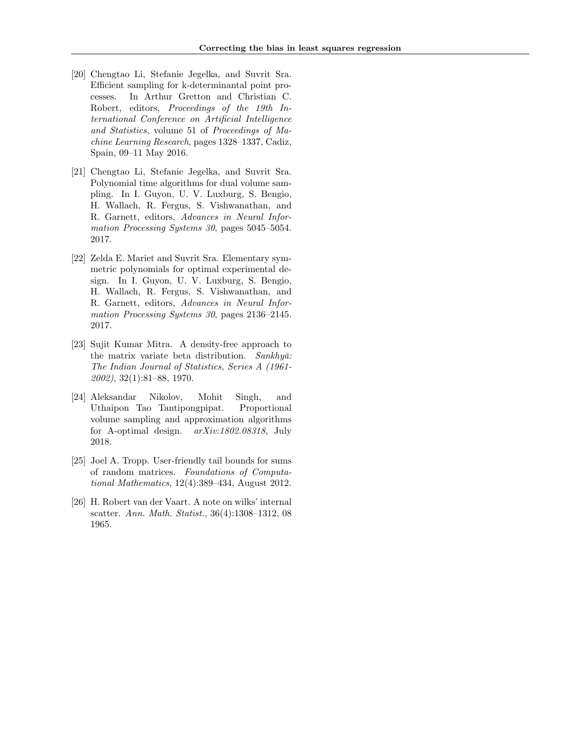[20] Chengtao Li, Stefanie Jegelka, and Suvrit Sra. Efficient sampling for k-determinantal point processes. In Arthur Gretton and Christian C. Robert, editors, *Proceedings of the 19th International Conference on Artificial Intelligence and Statistics*, volume 51 of *Proceedings of Machine Learning Research*, pages 1328–1337, Cadiz, Spain, 09–11 May 2016.

[21] Chengtao Li, Stefanie Jegelka, and Suvrit Sra. Polynomial time algorithms for dual volume sampling. In I. Guyon, U. V. Luxburg, S. Bengio, H. Wallach, R. Fergus, S. Vishwanathan, and R. Garnett, editors, *Advances in Neural Information Processing Systems 30*, pages 5045–5054. 2017.

[22] Zelda E. Mariet and Suvrit Sra. Elementary symmetric polynomials for optimal experimental design. In I. Guyon, U. V. Luxburg, S. Bengio, H. Wallach, R. Fergus, S. Vishwanathan, and R. Garnett, editors, *Advances in Neural Information Processing Systems 30*, pages 2136–2145. 2017.

[23] Sujit Kumar Mitra. A density-free approach to the matrix variate beta distribution. *Sankhyā: The Indian Journal of Statistics, Series A (1961-2002)*, 32(1):81–88, 1970.

[24] Aleksandar Nikolov, Mohit Singh, and Uthaipon Tao Tantipongpipat. Proportional volume sampling and approximation algorithms for A-optimal design. *arXiv:1802.08318*, July 2018.

[25] Joel A. Tropp. User-friendly tail bounds for sums of random matrices. *Foundations of Computational Mathematics*, 12(4):389–434, August 2012.

[26] H. Robert van der Vaart. A note on wilks' internal scatter. *Ann. Math. Statist.*, 36(4):1308–1312, 08 1965.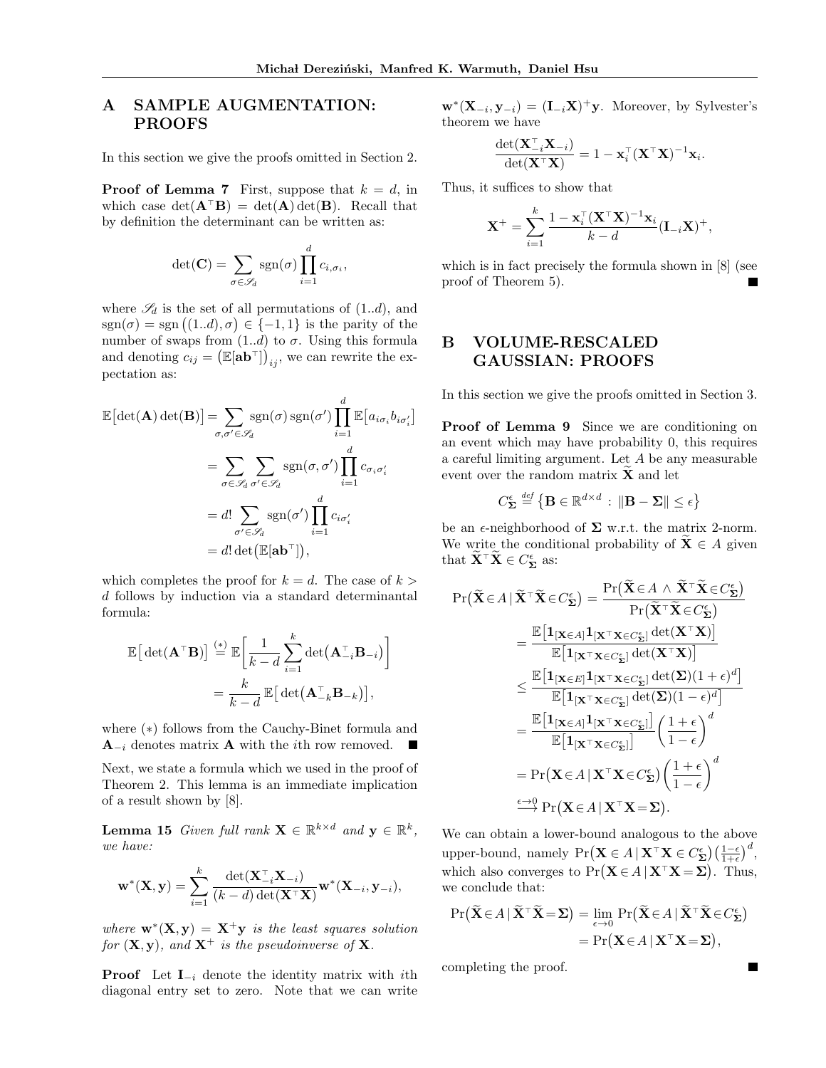# A SAMPLE AUGMENTATION: PROOFS

In this section we give the proofs omitted in Section 2.

**Proof of Lemma 7** First, suppose that $k = d$, in which case $\det(\mathbf{A}^\top \mathbf{B}) = \det(\mathbf{A})\det(\mathbf{B})$. Recall that by definition the determinant can be written as:

$$\det(\mathbf{C}) = \sum_{\sigma \in \mathscr{S}_d} \mathrm{sgn}(\sigma) \prod_{i=1}^{d} c_{i,\sigma_i},$$

where $\mathscr{S}_d$ is the set of all permutations of $(1..d)$, and $\mathrm{sgn}(\sigma) = \mathrm{sgn}\big((1..d), \sigma\big) \in \{-1, 1\}$ is the parity of the number of swaps from $(1..d)$ to $\sigma$. Using this formula and denoting $c_{ij} = \big(\mathbb{E}[\mathbf{a}\mathbf{b}^\top]\big)_{ij}$, we can rewrite the expectation as:

$$\begin{aligned}
\mathbb{E}\big[\det(\mathbf{A})\det(\mathbf{B})\big] &= \sum_{\sigma, \sigma' \in \mathscr{S}_d} \mathrm{sgn}(\sigma)\,\mathrm{sgn}(\sigma') \prod_{i=1}^{d} \mathbb{E}\big[a_{i\sigma_i} b_{i\sigma'_i}\big] \\
&= \sum_{\sigma \in \mathscr{S}_d} \sum_{\sigma' \in \mathscr{S}_d} \mathrm{sgn}(\sigma, \sigma') \prod_{i=1}^{d} c_{\sigma_i \sigma'_i} \\
&= d! \sum_{\sigma' \in \mathscr{S}_d} \mathrm{sgn}(\sigma') \prod_{i=1}^{d} c_{i\sigma'_i} \\
&= d! \det\big(\mathbb{E}[\mathbf{a}\mathbf{b}^\top]\big),
\end{aligned}$$

which completes the proof for $k = d$. The case of $k > d$ follows by induction via a standard determinantal formula:

$$\begin{aligned}
\mathbb{E}\big[\det(\mathbf{A}^\top \mathbf{B})\big] &\overset{(*)}{=} \mathbb{E}\bigg[\frac{1}{k-d} \sum_{i=1}^{k} \det\big(\mathbf{A}_{-i}^\top \mathbf{B}_{-i}\big)\bigg] \\
&= \frac{k}{k-d}\, \mathbb{E}\big[\det\big(\mathbf{A}_{-k}^\top \mathbf{B}_{-k}\big)\big],
\end{aligned}$$

where $(*)$ follows from the Cauchy-Binet formula and $\mathbf{A}_{-i}$ denotes matrix $\mathbf{A}$ with the $i$th row removed. ■

Next, we state a formula which we used in the proof of Theorem 2. This lemma is an immediate implication of a result shown by [8].

**Lemma 15** *Given full rank $\mathbf{X} \in \mathbb{R}^{k \times d}$ and $\mathbf{y} \in \mathbb{R}^k$, we have:*

$$\mathbf{w}^*(\mathbf{X}, \mathbf{y}) = \sum_{i=1}^{k} \frac{\det(\mathbf{X}_{-i}^\top \mathbf{X}_{-i})}{(k-d)\det(\mathbf{X}^\top \mathbf{X})} \mathbf{w}^*(\mathbf{X}_{-i}, \mathbf{y}_{-i}),$$

*where $\mathbf{w}^*(\mathbf{X}, \mathbf{y}) = \mathbf{X}^+ \mathbf{y}$ is the least squares solution for $(\mathbf{X}, \mathbf{y})$, and $\mathbf{X}^+$ is the pseudoinverse of $\mathbf{X}$.*

**Proof** Let $\mathbf{I}_{-i}$ denote the identity matrix with $i$th diagonal entry set to zero. Note that we can write $\mathbf{w}^*(\mathbf{X}_{-i}, \mathbf{y}_{-i}) = (\mathbf{I}_{-i}\mathbf{X})^+ \mathbf{y}$. Moreover, by Sylvester's theorem we have

$$\frac{\det(\mathbf{X}_{-i}^\top \mathbf{X}_{-i})}{\det(\mathbf{X}^\top \mathbf{X})} = 1 - \mathbf{x}_i^\top (\mathbf{X}^\top \mathbf{X})^{-1} \mathbf{x}_i.$$

Thus, it suffices to show that

$$\mathbf{X}^+ = \sum_{i=1}^{k} \frac{1 - \mathbf{x}_i^\top (\mathbf{X}^\top \mathbf{X})^{-1} \mathbf{x}_i}{k-d} (\mathbf{I}_{-i}\mathbf{X})^+,$$

which is in fact precisely the formula shown in [8] (see proof of Theorem 5). ■

# B VOLUME-RESCALED GAUSSIAN: PROOFS

In this section we give the proofs omitted in Section 3.

**Proof of Lemma 9** Since we are conditioning on an event which may have probability 0, this requires a careful limiting argument. Let $A$ be any measurable event over the random matrix $\widetilde{\mathbf{X}}$ and let

$$C_{\mathbf{\Sigma}}^{\epsilon} \overset{def}{=} \big\{\mathbf{B} \in \mathbb{R}^{d \times d} : \|\mathbf{B} - \mathbf{\Sigma}\| \leq \epsilon\big\}$$

be an $\epsilon$-neighborhood of $\mathbf{\Sigma}$ w.r.t. the matrix 2-norm. We write the conditional probability of $\widetilde{\mathbf{X}} \in A$ given that $\widetilde{\mathbf{X}}^\top \widetilde{\mathbf{X}} \in C_{\mathbf{\Sigma}}^{\epsilon}$ as:

$$\begin{aligned}
\Pr\big(\widetilde{\mathbf{X}} \in A \,|\, \widetilde{\mathbf{X}}^\top \widetilde{\mathbf{X}} \in C_{\mathbf{\Sigma}}^{\epsilon}\big) &= \frac{\Pr\big(\widetilde{\mathbf{X}} \in A \,\wedge\, \widetilde{\mathbf{X}}^\top \widetilde{\mathbf{X}} \in C_{\mathbf{\Sigma}}^{\epsilon}\big)}{\Pr\big(\widetilde{\mathbf{X}}^\top \widetilde{\mathbf{X}} \in C_{\mathbf{\Sigma}}^{\epsilon}\big)} \\
&= \frac{\mathbb{E}\big[\mathbf{1}_{[\mathbf{X} \in A]} \mathbf{1}_{[\mathbf{X}^\top \mathbf{X} \in C_{\mathbf{\Sigma}}^{\epsilon}]} \det(\mathbf{X}^\top \mathbf{X})\big]}{\mathbb{E}\big[\mathbf{1}_{[\mathbf{X}^\top \mathbf{X} \in C_{\mathbf{\Sigma}}^{\epsilon}]} \det(\mathbf{X}^\top \mathbf{X})\big]} \\
&\leq \frac{\mathbb{E}\big[\mathbf{1}_{[\mathbf{X} \in E]} \mathbf{1}_{[\mathbf{X}^\top \mathbf{X} \in C_{\mathbf{\Sigma}}^{\epsilon}]} \det(\mathbf{\Sigma})(1+\epsilon)^d\big]}{\mathbb{E}\big[\mathbf{1}_{[\mathbf{X}^\top \mathbf{X} \in C_{\mathbf{\Sigma}}^{\epsilon}]} \det(\mathbf{\Sigma})(1-\epsilon)^d\big]} \\
&= \frac{\mathbb{E}\big[\mathbf{1}_{[\mathbf{X} \in A]} \mathbf{1}_{[\mathbf{X}^\top \mathbf{X} \in C_{\mathbf{\Sigma}}^{\epsilon}]}\big]}{\mathbb{E}\big[\mathbf{1}_{[\mathbf{X}^\top \mathbf{X} \in C_{\mathbf{\Sigma}}^{\epsilon}]}\big]} \bigg(\frac{1+\epsilon}{1-\epsilon}\bigg)^d \\
&= \Pr\big(\mathbf{X} \in A \,|\, \mathbf{X}^\top \mathbf{X} \in C_{\mathbf{\Sigma}}^{\epsilon}\big) \bigg(\frac{1+\epsilon}{1-\epsilon}\bigg)^d \\
&\overset{\epsilon \to 0}{\longrightarrow} \Pr\big(\mathbf{X} \in A \,|\, \mathbf{X}^\top \mathbf{X} = \mathbf{\Sigma}\big).
\end{aligned}$$

We can obtain a lower-bound analogous to the above upper-bound, namely $\Pr\big(\mathbf{X} \in A \,|\, \mathbf{X}^\top \mathbf{X} \in C_{\mathbf{\Sigma}}^{\epsilon}\big)\big(\frac{1-\epsilon}{1+\epsilon}\big)^d$, which also converges to $\Pr\big(\mathbf{X} \in A \,|\, \mathbf{X}^\top \mathbf{X} = \mathbf{\Sigma}\big)$. Thus, we conclude that:

$$\begin{aligned}
\Pr\big(\widetilde{\mathbf{X}} \in A \,|\, \widetilde{\mathbf{X}}^\top \widetilde{\mathbf{X}} = \mathbf{\Sigma}\big) &= \lim_{\epsilon \to 0} \Pr\big(\widetilde{\mathbf{X}} \in A \,|\, \widetilde{\mathbf{X}}^\top \widetilde{\mathbf{X}} \in C_{\mathbf{\Sigma}}^{\epsilon}\big) \\
&= \Pr\big(\mathbf{X} \in A \,|\, \mathbf{X}^\top \mathbf{X} = \mathbf{\Sigma}\big),
\end{aligned}$$

completing the proof. ■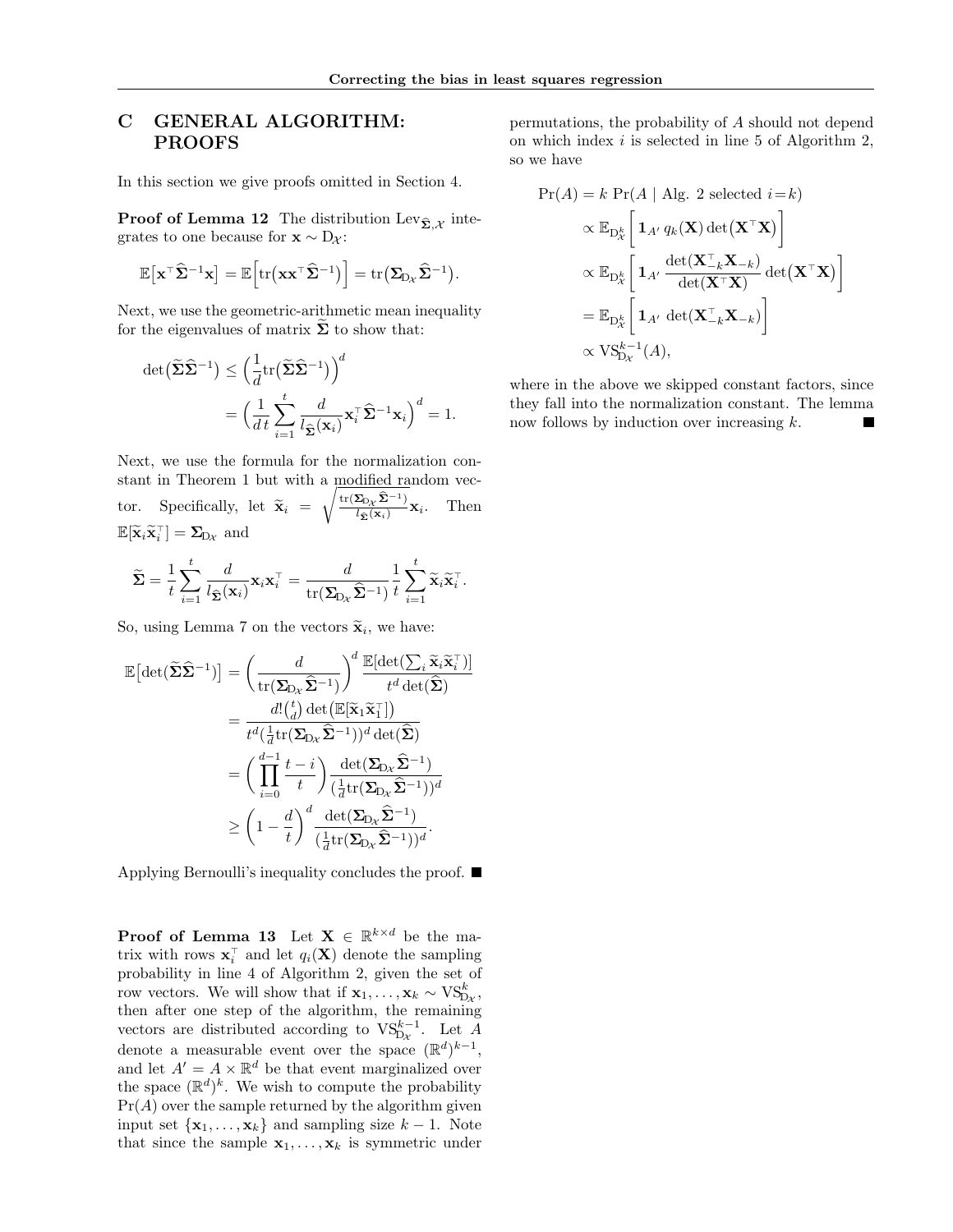# C GENERAL ALGORITHM: PROOFS

In this section we give proofs omitted in Section 4.

**Proof of Lemma 12** The distribution $\mathrm{Lev}_{\widehat{\boldsymbol{\Sigma}},\mathcal{X}}$ integrates to one because for $\mathbf{x} \sim \mathrm{D}_{\mathcal{X}}$:

$$\mathbb{E}\big[\mathbf{x}^\top \widehat{\boldsymbol{\Sigma}}^{-1}\mathbf{x}\big] = \mathbb{E}\Big[\mathrm{tr}\big(\mathbf{x}\mathbf{x}^\top \widehat{\boldsymbol{\Sigma}}^{-1}\big)\Big] = \mathrm{tr}\big(\boldsymbol{\Sigma}_{\mathrm{D}_{\mathcal{X}}}\widehat{\boldsymbol{\Sigma}}^{-1}\big).$$

Next, we use the geometric-arithmetic mean inequality for the eigenvalues of matrix $\widetilde{\boldsymbol{\Sigma}}$ to show that:

$$\begin{aligned}\det\big(\widetilde{\boldsymbol{\Sigma}}\widehat{\boldsymbol{\Sigma}}^{-1}\big) &\leq \Big(\frac{1}{d}\mathrm{tr}\big(\widetilde{\boldsymbol{\Sigma}}\widehat{\boldsymbol{\Sigma}}^{-1}\big)\Big)^d \\ &= \Big(\frac{1}{d\,t}\sum_{i=1}^t \frac{d}{l_{\widehat{\boldsymbol{\Sigma}}}(\mathbf{x}_i)}\mathbf{x}_i^\top \widehat{\boldsymbol{\Sigma}}^{-1}\mathbf{x}_i\Big)^d = 1.\end{aligned}$$

Next, we use the formula for the normalization constant in Theorem 1 but with a modified random vector. Specifically, let $\widetilde{\mathbf{x}}_i = \sqrt{\frac{\mathrm{tr}(\boldsymbol{\Sigma}_{\mathrm{D}_{\mathcal{X}}}\widehat{\boldsymbol{\Sigma}}^{-1})}{l_{\widehat{\boldsymbol{\Sigma}}}(\mathbf{x}_i)}}\mathbf{x}_i$. Then $\mathbb{E}[\widetilde{\mathbf{x}}_i\widetilde{\mathbf{x}}_i^\top] = \boldsymbol{\Sigma}_{\mathrm{D}_{\mathcal{X}}}$ and

$$\widetilde{\boldsymbol{\Sigma}} = \frac{1}{t}\sum_{i=1}^t \frac{d}{l_{\widehat{\boldsymbol{\Sigma}}}(\mathbf{x}_i)}\mathbf{x}_i\mathbf{x}_i^\top = \frac{d}{\mathrm{tr}(\boldsymbol{\Sigma}_{\mathrm{D}_{\mathcal{X}}}\widehat{\boldsymbol{\Sigma}}^{-1})}\frac{1}{t}\sum_{i=1}^t \widetilde{\mathbf{x}}_i\widetilde{\mathbf{x}}_i^\top.$$

So, using Lemma 7 on the vectors $\widetilde{\mathbf{x}}_i$, we have:

$$\begin{aligned}\mathbb{E}\big[\det(\widetilde{\boldsymbol{\Sigma}}\widehat{\boldsymbol{\Sigma}}^{-1})\big] &= \Big(\frac{d}{\mathrm{tr}(\boldsymbol{\Sigma}_{\mathrm{D}_{\mathcal{X}}}\widehat{\boldsymbol{\Sigma}}^{-1})}\Big)^d \frac{\mathbb{E}[\det(\sum_i \widetilde{\mathbf{x}}_i\widetilde{\mathbf{x}}_i^\top)]}{t^d\det(\widehat{\boldsymbol{\Sigma}})} \\ &= \frac{d!\binom{t}{d}\det\big(\mathbb{E}[\widetilde{\mathbf{x}}_1\widetilde{\mathbf{x}}_1^\top]\big)}{t^d(\frac{1}{d}\mathrm{tr}(\boldsymbol{\Sigma}_{\mathrm{D}_{\mathcal{X}}}\widehat{\boldsymbol{\Sigma}}^{-1}))^d\det(\widehat{\boldsymbol{\Sigma}})} \\ &= \Big(\prod_{i=0}^{d-1}\frac{t-i}{t}\Big)\frac{\det(\boldsymbol{\Sigma}_{\mathrm{D}_{\mathcal{X}}}\widehat{\boldsymbol{\Sigma}}^{-1})}{(\frac{1}{d}\mathrm{tr}(\boldsymbol{\Sigma}_{\mathrm{D}_{\mathcal{X}}}\widehat{\boldsymbol{\Sigma}}^{-1}))^d} \\ &\geq \Big(1-\frac{d}{t}\Big)^d\frac{\det(\boldsymbol{\Sigma}_{\mathrm{D}_{\mathcal{X}}}\widehat{\boldsymbol{\Sigma}}^{-1})}{(\frac{1}{d}\mathrm{tr}(\boldsymbol{\Sigma}_{\mathrm{D}_{\mathcal{X}}}\widehat{\boldsymbol{\Sigma}}^{-1}))^d}.\end{aligned}$$

Applying Bernoulli's inequality concludes the proof. ■

**Proof of Lemma 13** Let $\mathbf{X} \in \mathbb{R}^{k\times d}$ be the matrix with rows $\mathbf{x}_i^\top$ and let $q_i(\mathbf{X})$ denote the sampling probability in line 4 of Algorithm 2, given the set of row vectors. We will show that if $\mathbf{x}_1,\dots,\mathbf{x}_k \sim \mathrm{VS}_{\mathrm{D}_{\mathcal{X}}}^k$, then after one step of the algorithm, the remaining vectors are distributed according to $\mathrm{VS}_{\mathrm{D}_{\mathcal{X}}}^{k-1}$. Let $A$ denote a measurable event over the space $(\mathbb{R}^d)^{k-1}$, and let $A' = A\times\mathbb{R}^d$ be that event marginalized over the space $(\mathbb{R}^d)^k$. We wish to compute the probability $\Pr(A)$ over the sample returned by the algorithm given input set $\{\mathbf{x}_1,\dots,\mathbf{x}_k\}$ and sampling size $k-1$. Note that since the sample $\mathbf{x}_1,\dots,\mathbf{x}_k$ is symmetric under permutations, the probability of $A$ should not depend on which index $i$ is selected in line 5 of Algorithm 2, so we have

$$\begin{aligned}\Pr(A) &= k\,\Pr(A \mid \text{Alg. 2 selected } i\!=\!k) \\ &\propto \mathbb{E}_{\mathrm{D}_{\mathcal{X}}^k}\Big[\mathbf{1}_{A'}\,q_k(\mathbf{X})\det\big(\mathbf{X}^\top\mathbf{X}\big)\Big] \\ &\propto \mathbb{E}_{\mathrm{D}_{\mathcal{X}}^k}\Big[\mathbf{1}_{A'}\,\frac{\det(\mathbf{X}_{-k}^\top\mathbf{X}_{-k})}{\det(\mathbf{X}^\top\mathbf{X})}\det\big(\mathbf{X}^\top\mathbf{X}\big)\Big] \\ &= \mathbb{E}_{\mathrm{D}_{\mathcal{X}}^k}\Big[\mathbf{1}_{A'}\,\det(\mathbf{X}_{-k}^\top\mathbf{X}_{-k})\Big] \\ &\propto \mathrm{VS}_{\mathrm{D}_{\mathcal{X}}}^{k-1}(A),\end{aligned}$$

where in the above we skipped constant factors, since they fall into the normalization constant. The lemma now follows by induction over increasing $k$. ■